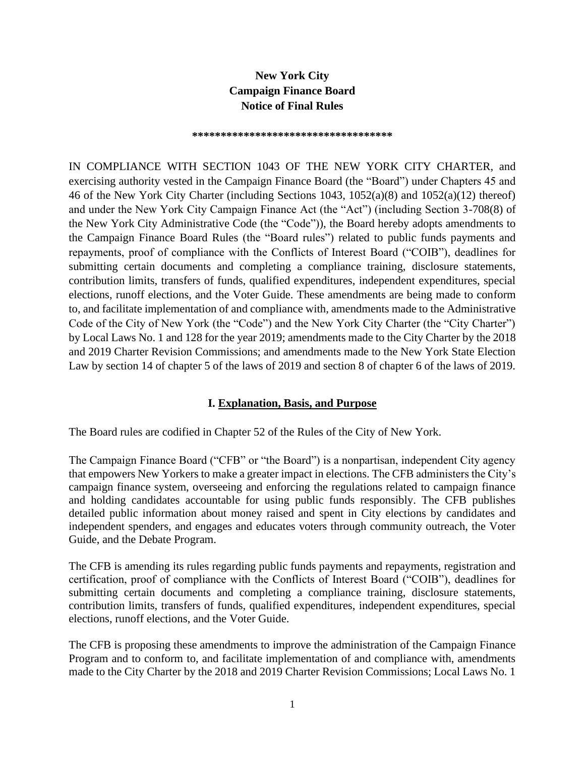**New York City**
**Campaign Finance Board**
**Notice of Final Rules**

**\*\*\*\*\*\*\*\*\*\*\*\*\*\*\*\*\*\*\*\*\*\*\*\*\*\*\*\*\*\*\*\*\*\*\*\***

IN COMPLIANCE WITH SECTION 1043 OF THE NEW YORK CITY CHARTER, and exercising authority vested in the Campaign Finance Board (the "Board") under Chapters 45 and 46 of the New York City Charter (including Sections 1043, 1052(a)(8) and 1052(a)(12) thereof) and under the New York City Campaign Finance Act (the "Act") (including Section 3-708(8) of the New York City Administrative Code (the "Code")), the Board hereby adopts amendments to the Campaign Finance Board Rules (the "Board rules") related to public funds payments and repayments, proof of compliance with the Conflicts of Interest Board ("COIB"), deadlines for submitting certain documents and completing a compliance training, disclosure statements, contribution limits, transfers of funds, qualified expenditures, independent expenditures, special elections, runoff elections, and the Voter Guide. These amendments are being made to conform to, and facilitate implementation of and compliance with, amendments made to the Administrative Code of the City of New York (the "Code") and the New York City Charter (the "City Charter") by Local Laws No. 1 and 128 for the year 2019; amendments made to the City Charter by the 2018 and 2019 Charter Revision Commissions; and amendments made to the New York State Election Law by section 14 of chapter 5 of the laws of 2019 and section 8 of chapter 6 of the laws of 2019.

## I. Explanation, Basis, and Purpose

The Board rules are codified in Chapter 52 of the Rules of the City of New York.

The Campaign Finance Board ("CFB" or "the Board") is a nonpartisan, independent City agency that empowers New Yorkers to make a greater impact in elections. The CFB administers the City's campaign finance system, overseeing and enforcing the regulations related to campaign finance and holding candidates accountable for using public funds responsibly. The CFB publishes detailed public information about money raised and spent in City elections by candidates and independent spenders, and engages and educates voters through community outreach, the Voter Guide, and the Debate Program.

The CFB is amending its rules regarding public funds payments and repayments, registration and certification, proof of compliance with the Conflicts of Interest Board ("COIB"), deadlines for submitting certain documents and completing a compliance training, disclosure statements, contribution limits, transfers of funds, qualified expenditures, independent expenditures, special elections, runoff elections, and the Voter Guide.

The CFB is proposing these amendments to improve the administration of the Campaign Finance Program and to conform to, and facilitate implementation of and compliance with, amendments made to the City Charter by the 2018 and 2019 Charter Revision Commissions; Local Laws No. 1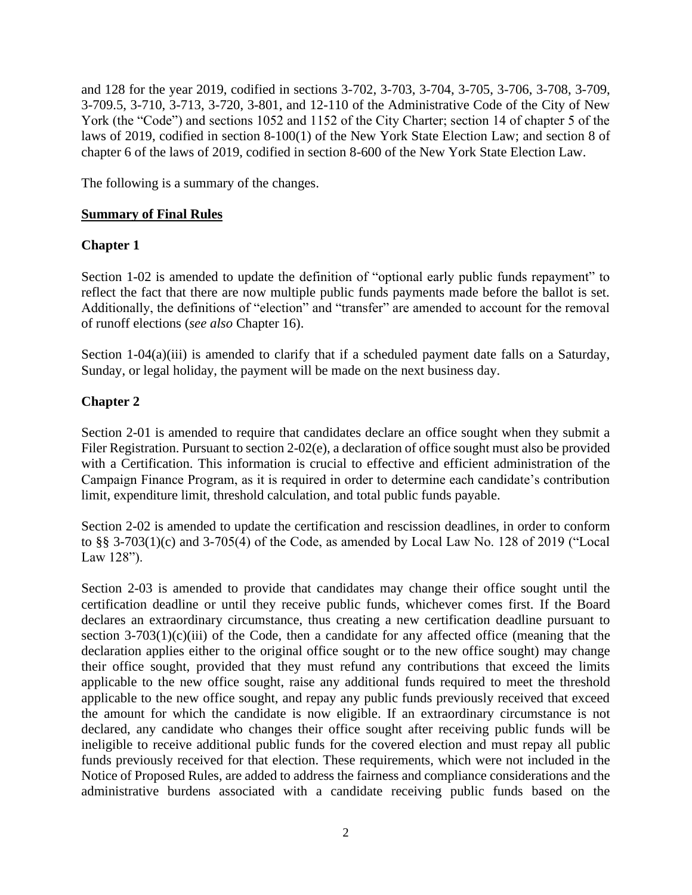and 128 for the year 2019, codified in sections 3-702, 3-703, 3-704, 3-705, 3-706, 3-708, 3-709, 3-709.5, 3-710, 3-713, 3-720, 3-801, and 12-110 of the Administrative Code of the City of New York (the "Code") and sections 1052 and 1152 of the City Charter; section 14 of chapter 5 of the laws of 2019, codified in section 8-100(1) of the New York State Election Law; and section 8 of chapter 6 of the laws of 2019, codified in section 8-600 of the New York State Election Law.

The following is a summary of the changes.

## Summary of Final Rules

### Chapter 1

Section 1-02 is amended to update the definition of "optional early public funds repayment" to reflect the fact that there are now multiple public funds payments made before the ballot is set. Additionally, the definitions of "election" and "transfer" are amended to account for the removal of runoff elections (*see also* Chapter 16).

Section 1-04(a)(iii) is amended to clarify that if a scheduled payment date falls on a Saturday, Sunday, or legal holiday, the payment will be made on the next business day.

### Chapter 2

Section 2-01 is amended to require that candidates declare an office sought when they submit a Filer Registration. Pursuant to section 2-02(e), a declaration of office sought must also be provided with a Certification. This information is crucial to effective and efficient administration of the Campaign Finance Program, as it is required in order to determine each candidate's contribution limit, expenditure limit, threshold calculation, and total public funds payable.

Section 2-02 is amended to update the certification and rescission deadlines, in order to conform to §§ 3-703(1)(c) and 3-705(4) of the Code, as amended by Local Law No. 128 of 2019 ("Local Law 128").

Section 2-03 is amended to provide that candidates may change their office sought until the certification deadline or until they receive public funds, whichever comes first. If the Board declares an extraordinary circumstance, thus creating a new certification deadline pursuant to section 3-703(1)(c)(iii) of the Code, then a candidate for any affected office (meaning that the declaration applies either to the original office sought or to the new office sought) may change their office sought, provided that they must refund any contributions that exceed the limits applicable to the new office sought, raise any additional funds required to meet the threshold applicable to the new office sought, and repay any public funds previously received that exceed the amount for which the candidate is now eligible. If an extraordinary circumstance is not declared, any candidate who changes their office sought after receiving public funds will be ineligible to receive additional public funds for the covered election and must repay all public funds previously received for that election. These requirements, which were not included in the Notice of Proposed Rules, are added to address the fairness and compliance considerations and the administrative burdens associated with a candidate receiving public funds based on the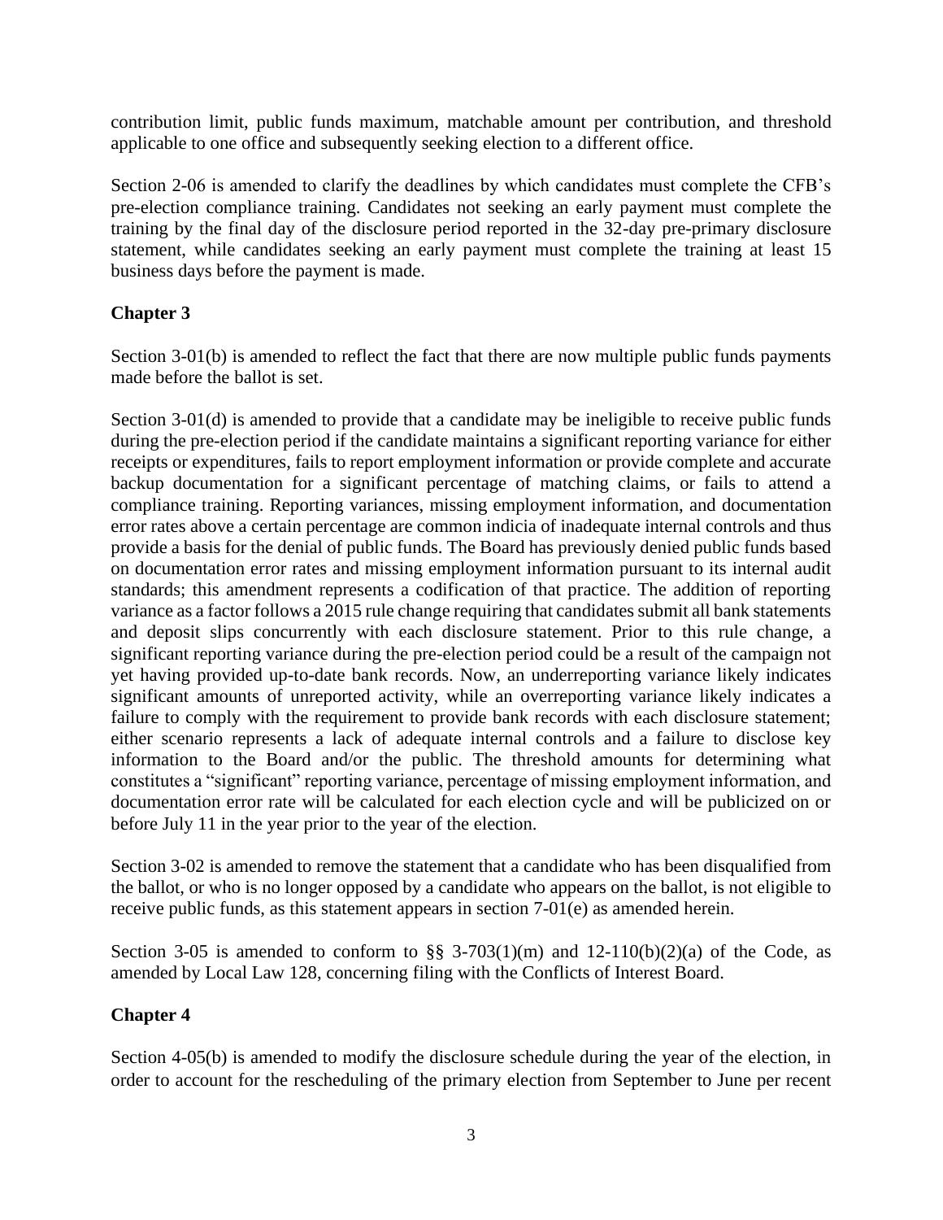contribution limit, public funds maximum, matchable amount per contribution, and threshold applicable to one office and subsequently seeking election to a different office.

Section 2-06 is amended to clarify the deadlines by which candidates must complete the CFB's pre-election compliance training. Candidates not seeking an early payment must complete the training by the final day of the disclosure period reported in the 32-day pre-primary disclosure statement, while candidates seeking an early payment must complete the training at least 15 business days before the payment is made.

**Chapter 3**

Section 3-01(b) is amended to reflect the fact that there are now multiple public funds payments made before the ballot is set.

Section 3-01(d) is amended to provide that a candidate may be ineligible to receive public funds during the pre-election period if the candidate maintains a significant reporting variance for either receipts or expenditures, fails to report employment information or provide complete and accurate backup documentation for a significant percentage of matching claims, or fails to attend a compliance training. Reporting variances, missing employment information, and documentation error rates above a certain percentage are common indicia of inadequate internal controls and thus provide a basis for the denial of public funds. The Board has previously denied public funds based on documentation error rates and missing employment information pursuant to its internal audit standards; this amendment represents a codification of that practice. The addition of reporting variance as a factor follows a 2015 rule change requiring that candidates submit all bank statements and deposit slips concurrently with each disclosure statement. Prior to this rule change, a significant reporting variance during the pre-election period could be a result of the campaign not yet having provided up-to-date bank records. Now, an underreporting variance likely indicates significant amounts of unreported activity, while an overreporting variance likely indicates a failure to comply with the requirement to provide bank records with each disclosure statement; either scenario represents a lack of adequate internal controls and a failure to disclose key information to the Board and/or the public. The threshold amounts for determining what constitutes a "significant" reporting variance, percentage of missing employment information, and documentation error rate will be calculated for each election cycle and will be publicized on or before July 11 in the year prior to the year of the election.

Section 3-02 is amended to remove the statement that a candidate who has been disqualified from the ballot, or who is no longer opposed by a candidate who appears on the ballot, is not eligible to receive public funds, as this statement appears in section 7-01(e) as amended herein.

Section 3-05 is amended to conform to §§ 3-703(1)(m) and 12-110(b)(2)(a) of the Code, as amended by Local Law 128, concerning filing with the Conflicts of Interest Board.

**Chapter 4**

Section 4-05(b) is amended to modify the disclosure schedule during the year of the election, in order to account for the rescheduling of the primary election from September to June per recent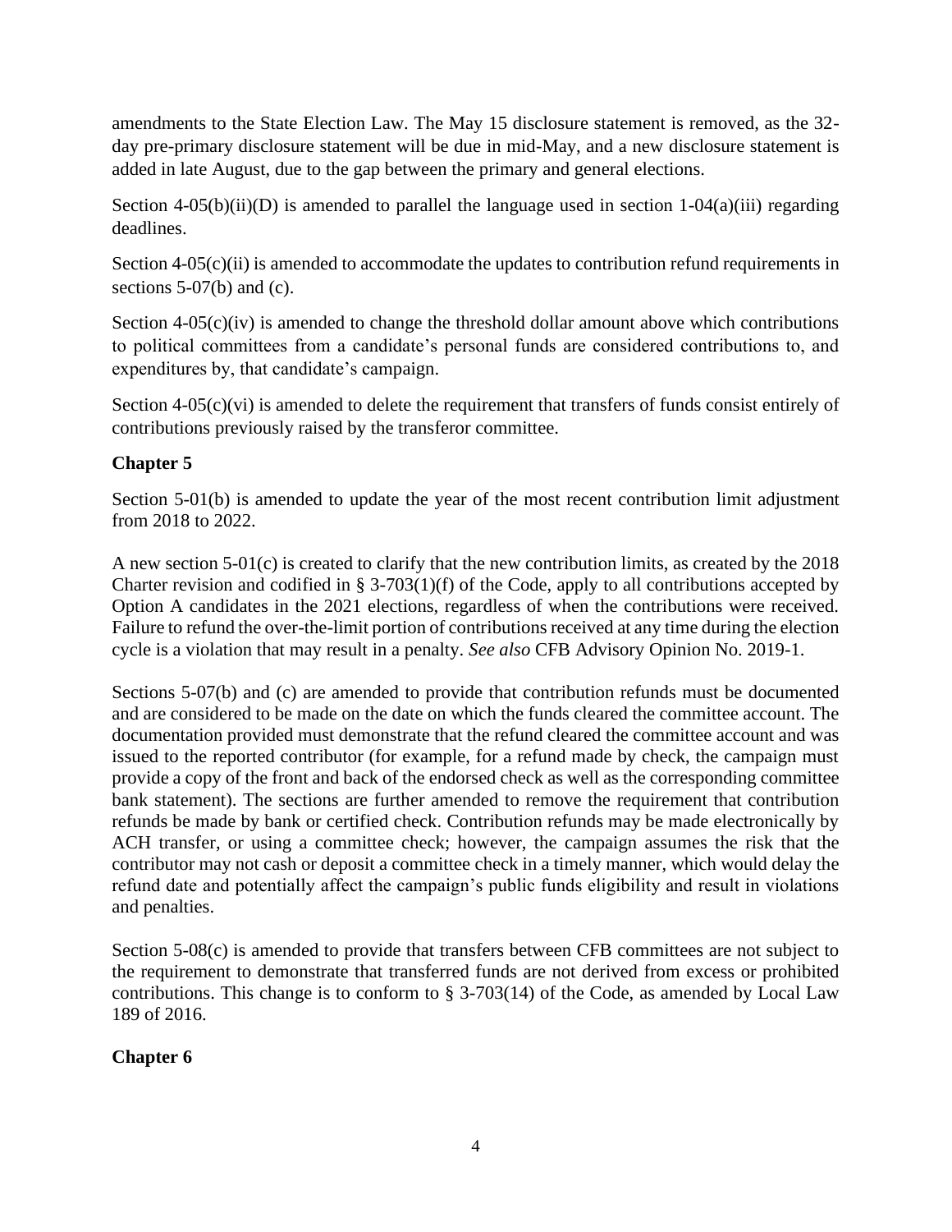amendments to the State Election Law. The May 15 disclosure statement is removed, as the 32-day pre-primary disclosure statement will be due in mid-May, and a new disclosure statement is added in late August, due to the gap between the primary and general elections.

Section 4-05(b)(ii)(D) is amended to parallel the language used in section 1-04(a)(iii) regarding deadlines.

Section 4-05(c)(ii) is amended to accommodate the updates to contribution refund requirements in sections 5-07(b) and (c).

Section 4-05(c)(iv) is amended to change the threshold dollar amount above which contributions to political committees from a candidate's personal funds are considered contributions to, and expenditures by, that candidate's campaign.

Section 4-05(c)(vi) is amended to delete the requirement that transfers of funds consist entirely of contributions previously raised by the transferor committee.

## Chapter 5

Section 5-01(b) is amended to update the year of the most recent contribution limit adjustment from 2018 to 2022.

A new section 5-01(c) is created to clarify that the new contribution limits, as created by the 2018 Charter revision and codified in § 3-703(1)(f) of the Code, apply to all contributions accepted by Option A candidates in the 2021 elections, regardless of when the contributions were received. Failure to refund the over-the-limit portion of contributions received at any time during the election cycle is a violation that may result in a penalty. *See also* CFB Advisory Opinion No. 2019-1.

Sections 5-07(b) and (c) are amended to provide that contribution refunds must be documented and are considered to be made on the date on which the funds cleared the committee account. The documentation provided must demonstrate that the refund cleared the committee account and was issued to the reported contributor (for example, for a refund made by check, the campaign must provide a copy of the front and back of the endorsed check as well as the corresponding committee bank statement). The sections are further amended to remove the requirement that contribution refunds be made by bank or certified check. Contribution refunds may be made electronically by ACH transfer, or using a committee check; however, the campaign assumes the risk that the contributor may not cash or deposit a committee check in a timely manner, which would delay the refund date and potentially affect the campaign's public funds eligibility and result in violations and penalties.

Section 5-08(c) is amended to provide that transfers between CFB committees are not subject to the requirement to demonstrate that transferred funds are not derived from excess or prohibited contributions. This change is to conform to § 3-703(14) of the Code, as amended by Local Law 189 of 2016.

## Chapter 6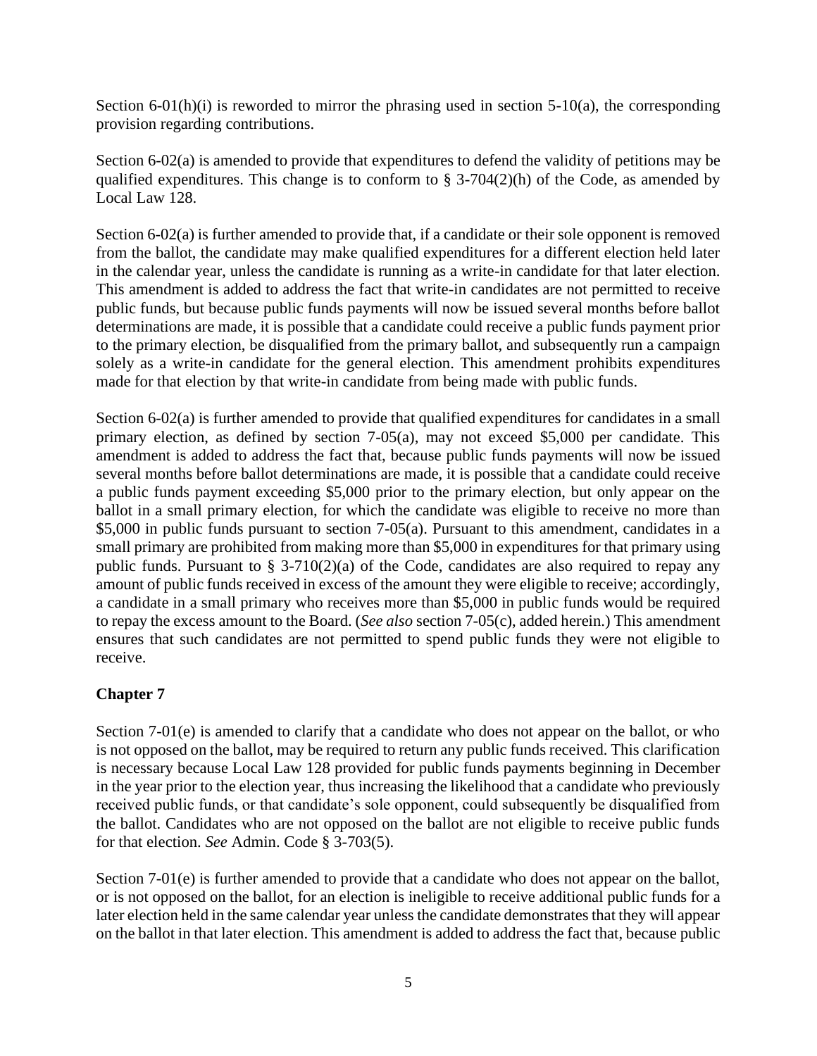Section 6-01(h)(i) is reworded to mirror the phrasing used in section 5-10(a), the corresponding provision regarding contributions.

Section 6-02(a) is amended to provide that expenditures to defend the validity of petitions may be qualified expenditures. This change is to conform to § 3-704(2)(h) of the Code, as amended by Local Law 128.

Section 6-02(a) is further amended to provide that, if a candidate or their sole opponent is removed from the ballot, the candidate may make qualified expenditures for a different election held later in the calendar year, unless the candidate is running as a write-in candidate for that later election. This amendment is added to address the fact that write-in candidates are not permitted to receive public funds, but because public funds payments will now be issued several months before ballot determinations are made, it is possible that a candidate could receive a public funds payment prior to the primary election, be disqualified from the primary ballot, and subsequently run a campaign solely as a write-in candidate for the general election. This amendment prohibits expenditures made for that election by that write-in candidate from being made with public funds.

Section 6-02(a) is further amended to provide that qualified expenditures for candidates in a small primary election, as defined by section 7-05(a), may not exceed $5,000 per candidate. This amendment is added to address the fact that, because public funds payments will now be issued several months before ballot determinations are made, it is possible that a candidate could receive a public funds payment exceeding $5,000 prior to the primary election, but only appear on the ballot in a small primary election, for which the candidate was eligible to receive no more than $5,000 in public funds pursuant to section 7-05(a). Pursuant to this amendment, candidates in a small primary are prohibited from making more than $5,000 in expenditures for that primary using public funds. Pursuant to § 3-710(2)(a) of the Code, candidates are also required to repay any amount of public funds received in excess of the amount they were eligible to receive; accordingly, a candidate in a small primary who receives more than $5,000 in public funds would be required to repay the excess amount to the Board. (*See also* section 7-05(c), added herein.) This amendment ensures that such candidates are not permitted to spend public funds they were not eligible to receive.

## Chapter 7

Section 7-01(e) is amended to clarify that a candidate who does not appear on the ballot, or who is not opposed on the ballot, may be required to return any public funds received. This clarification is necessary because Local Law 128 provided for public funds payments beginning in December in the year prior to the election year, thus increasing the likelihood that a candidate who previously received public funds, or that candidate's sole opponent, could subsequently be disqualified from the ballot. Candidates who are not opposed on the ballot are not eligible to receive public funds for that election. *See* Admin. Code § 3-703(5).

Section 7-01(e) is further amended to provide that a candidate who does not appear on the ballot, or is not opposed on the ballot, for an election is ineligible to receive additional public funds for a later election held in the same calendar year unless the candidate demonstrates that they will appear on the ballot in that later election. This amendment is added to address the fact that, because public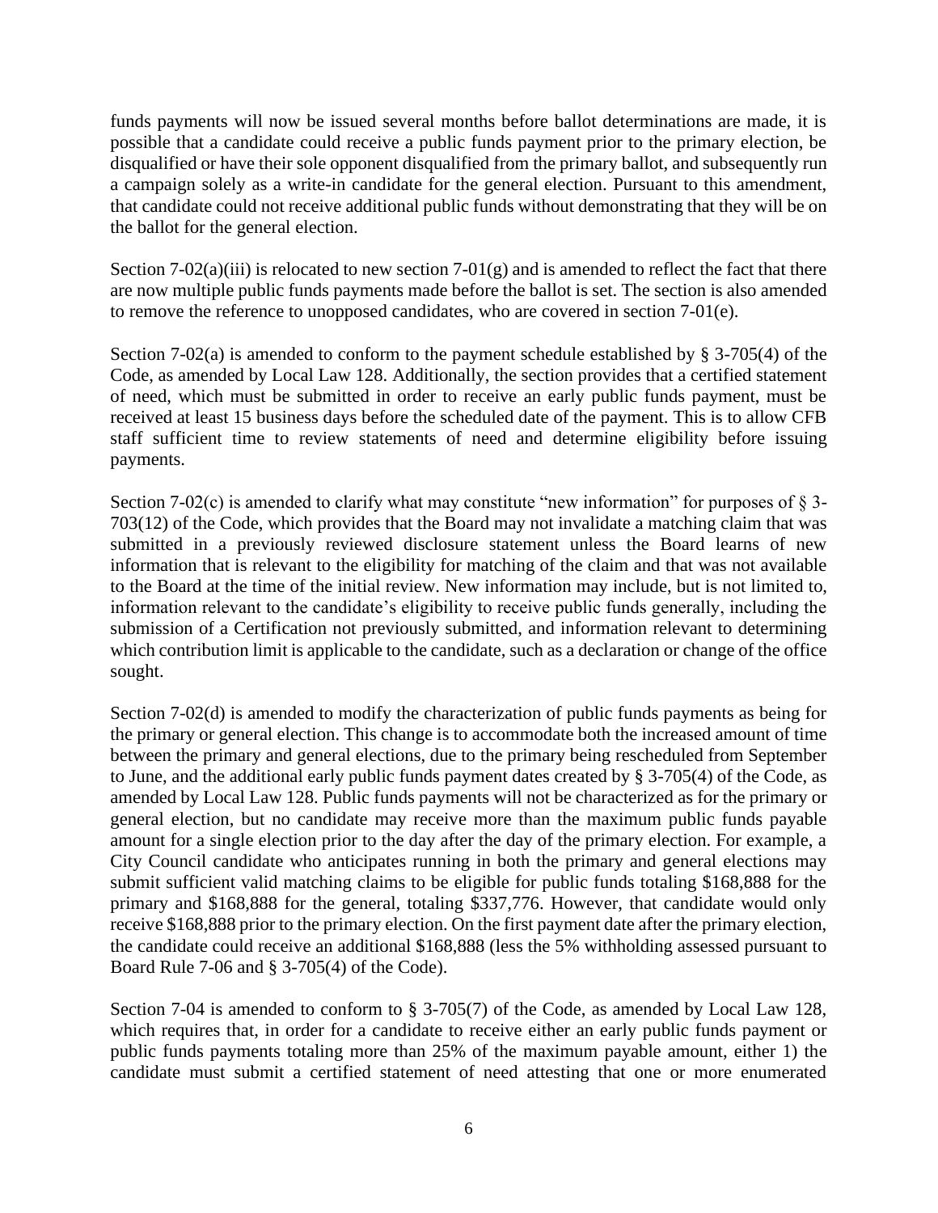funds payments will now be issued several months before ballot determinations are made, it is possible that a candidate could receive a public funds payment prior to the primary election, be disqualified or have their sole opponent disqualified from the primary ballot, and subsequently run a campaign solely as a write-in candidate for the general election. Pursuant to this amendment, that candidate could not receive additional public funds without demonstrating that they will be on the ballot for the general election.

Section 7-02(a)(iii) is relocated to new section 7-01(g) and is amended to reflect the fact that there are now multiple public funds payments made before the ballot is set. The section is also amended to remove the reference to unopposed candidates, who are covered in section 7-01(e).

Section 7-02(a) is amended to conform to the payment schedule established by § 3-705(4) of the Code, as amended by Local Law 128. Additionally, the section provides that a certified statement of need, which must be submitted in order to receive an early public funds payment, must be received at least 15 business days before the scheduled date of the payment. This is to allow CFB staff sufficient time to review statements of need and determine eligibility before issuing payments.

Section 7-02(c) is amended to clarify what may constitute "new information" for purposes of § 3-703(12) of the Code, which provides that the Board may not invalidate a matching claim that was submitted in a previously reviewed disclosure statement unless the Board learns of new information that is relevant to the eligibility for matching of the claim and that was not available to the Board at the time of the initial review. New information may include, but is not limited to, information relevant to the candidate's eligibility to receive public funds generally, including the submission of a Certification not previously submitted, and information relevant to determining which contribution limit is applicable to the candidate, such as a declaration or change of the office sought.

Section 7-02(d) is amended to modify the characterization of public funds payments as being for the primary or general election. This change is to accommodate both the increased amount of time between the primary and general elections, due to the primary being rescheduled from September to June, and the additional early public funds payment dates created by § 3-705(4) of the Code, as amended by Local Law 128. Public funds payments will not be characterized as for the primary or general election, but no candidate may receive more than the maximum public funds payable amount for a single election prior to the day after the day of the primary election. For example, a City Council candidate who anticipates running in both the primary and general elections may submit sufficient valid matching claims to be eligible for public funds totaling $168,888 for the primary and $168,888 for the general, totaling $337,776. However, that candidate would only receive $168,888 prior to the primary election. On the first payment date after the primary election, the candidate could receive an additional $168,888 (less the 5% withholding assessed pursuant to Board Rule 7-06 and § 3-705(4) of the Code).

Section 7-04 is amended to conform to § 3-705(7) of the Code, as amended by Local Law 128, which requires that, in order for a candidate to receive either an early public funds payment or public funds payments totaling more than 25% of the maximum payable amount, either 1) the candidate must submit a certified statement of need attesting that one or more enumerated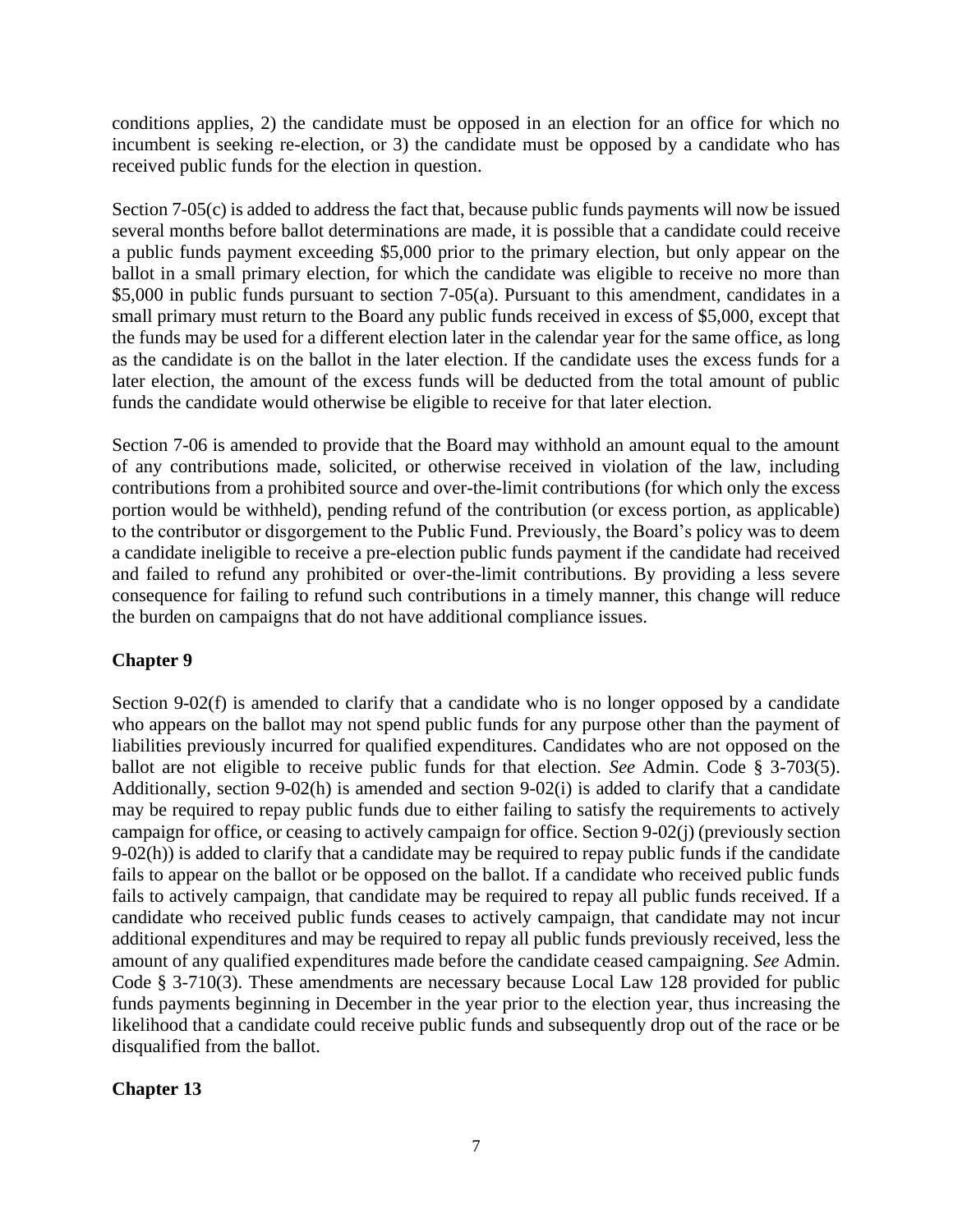conditions applies, 2) the candidate must be opposed in an election for an office for which no incumbent is seeking re-election, or 3) the candidate must be opposed by a candidate who has received public funds for the election in question.

Section 7-05(c) is added to address the fact that, because public funds payments will now be issued several months before ballot determinations are made, it is possible that a candidate could receive a public funds payment exceeding $5,000 prior to the primary election, but only appear on the ballot in a small primary election, for which the candidate was eligible to receive no more than $5,000 in public funds pursuant to section 7-05(a). Pursuant to this amendment, candidates in a small primary must return to the Board any public funds received in excess of $5,000, except that the funds may be used for a different election later in the calendar year for the same office, as long as the candidate is on the ballot in the later election. If the candidate uses the excess funds for a later election, the amount of the excess funds will be deducted from the total amount of public funds the candidate would otherwise be eligible to receive for that later election.

Section 7-06 is amended to provide that the Board may withhold an amount equal to the amount of any contributions made, solicited, or otherwise received in violation of the law, including contributions from a prohibited source and over-the-limit contributions (for which only the excess portion would be withheld), pending refund of the contribution (or excess portion, as applicable) to the contributor or disgorgement to the Public Fund. Previously, the Board's policy was to deem a candidate ineligible to receive a pre-election public funds payment if the candidate had received and failed to refund any prohibited or over-the-limit contributions. By providing a less severe consequence for failing to refund such contributions in a timely manner, this change will reduce the burden on campaigns that do not have additional compliance issues.

**Chapter 9**

Section 9-02(f) is amended to clarify that a candidate who is no longer opposed by a candidate who appears on the ballot may not spend public funds for any purpose other than the payment of liabilities previously incurred for qualified expenditures. Candidates who are not opposed on the ballot are not eligible to receive public funds for that election. *See* Admin. Code § 3-703(5). Additionally, section 9-02(h) is amended and section 9-02(i) is added to clarify that a candidate may be required to repay public funds due to either failing to satisfy the requirements to actively campaign for office, or ceasing to actively campaign for office. Section 9-02(j) (previously section 9-02(h)) is added to clarify that a candidate may be required to repay public funds if the candidate fails to appear on the ballot or be opposed on the ballot. If a candidate who received public funds fails to actively campaign, that candidate may be required to repay all public funds received. If a candidate who received public funds ceases to actively campaign, that candidate may not incur additional expenditures and may be required to repay all public funds previously received, less the amount of any qualified expenditures made before the candidate ceased campaigning. *See* Admin. Code § 3-710(3). These amendments are necessary because Local Law 128 provided for public funds payments beginning in December in the year prior to the election year, thus increasing the likelihood that a candidate could receive public funds and subsequently drop out of the race or be disqualified from the ballot.

**Chapter 13**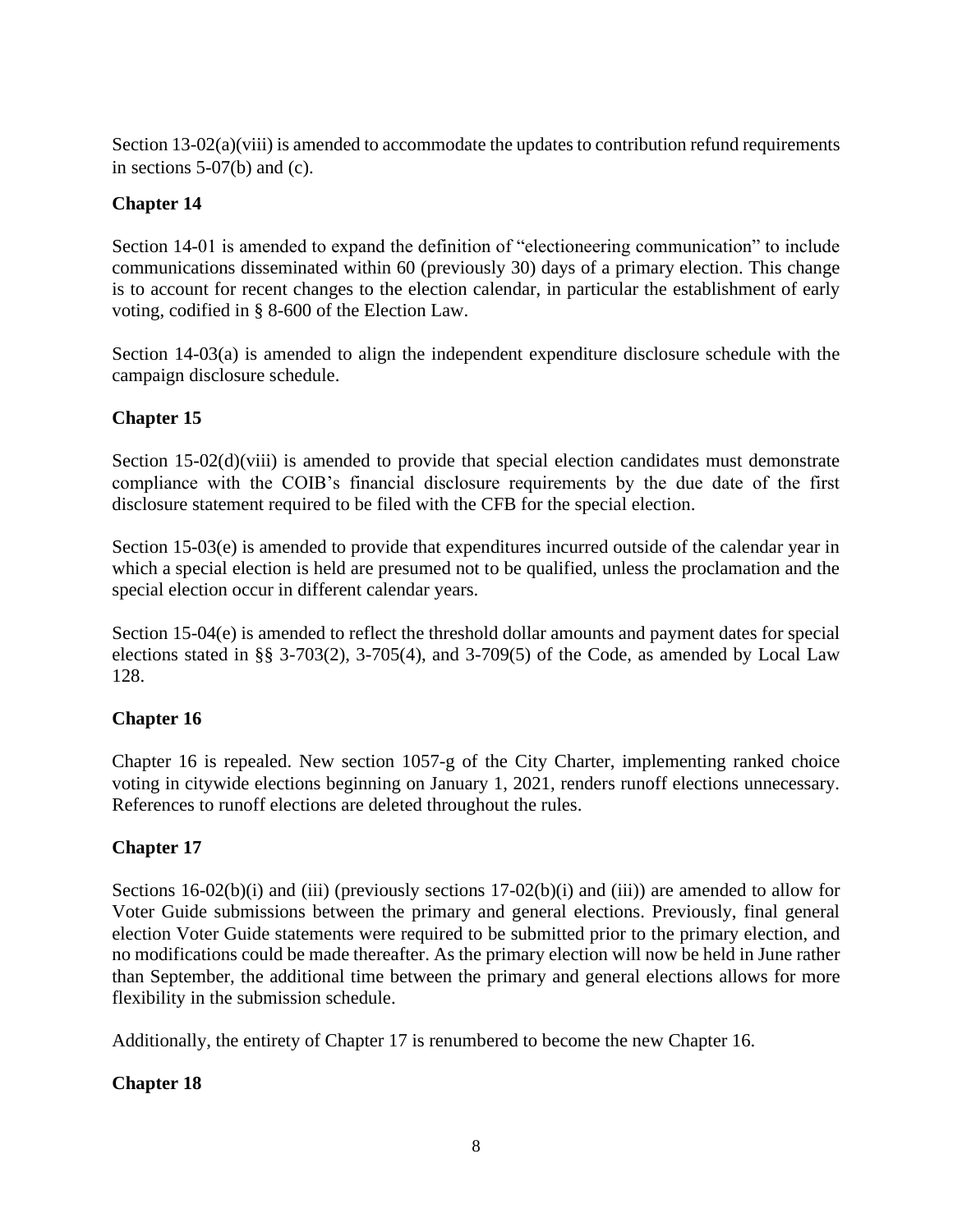Section 13-02(a)(viii) is amended to accommodate the updates to contribution refund requirements in sections 5-07(b) and (c).

## Chapter 14

Section 14-01 is amended to expand the definition of "electioneering communication" to include communications disseminated within 60 (previously 30) days of a primary election. This change is to account for recent changes to the election calendar, in particular the establishment of early voting, codified in § 8-600 of the Election Law.

Section 14-03(a) is amended to align the independent expenditure disclosure schedule with the campaign disclosure schedule.

## Chapter 15

Section 15-02(d)(viii) is amended to provide that special election candidates must demonstrate compliance with the COIB's financial disclosure requirements by the due date of the first disclosure statement required to be filed with the CFB for the special election.

Section 15-03(e) is amended to provide that expenditures incurred outside of the calendar year in which a special election is held are presumed not to be qualified, unless the proclamation and the special election occur in different calendar years.

Section 15-04(e) is amended to reflect the threshold dollar amounts and payment dates for special elections stated in §§ 3-703(2), 3-705(4), and 3-709(5) of the Code, as amended by Local Law 128.

## Chapter 16

Chapter 16 is repealed. New section 1057-g of the City Charter, implementing ranked choice voting in citywide elections beginning on January 1, 2021, renders runoff elections unnecessary. References to runoff elections are deleted throughout the rules.

## Chapter 17

Sections 16-02(b)(i) and (iii) (previously sections 17-02(b)(i) and (iii)) are amended to allow for Voter Guide submissions between the primary and general elections. Previously, final general election Voter Guide statements were required to be submitted prior to the primary election, and no modifications could be made thereafter. As the primary election will now be held in June rather than September, the additional time between the primary and general elections allows for more flexibility in the submission schedule.

Additionally, the entirety of Chapter 17 is renumbered to become the new Chapter 16.

## Chapter 18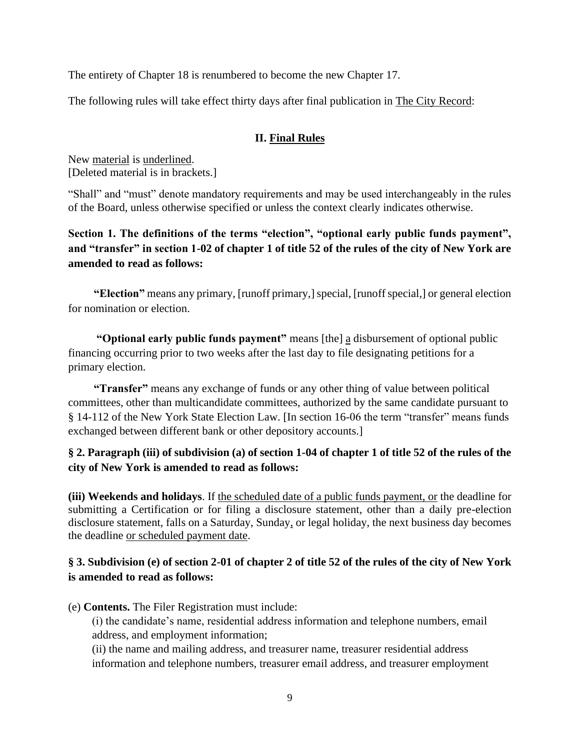The entirety of Chapter 18 is renumbered to become the new Chapter 17.

The following rules will take effect thirty days after final publication in <u>The City Record</u>:

## II. <u>Final Rules</u>

New <u>material</u> is <u>underlined</u>.
[Deleted material is in brackets.]

"Shall" and "must" denote mandatory requirements and may be used interchangeably in the rules of the Board, unless otherwise specified or unless the context clearly indicates otherwise.

**Section 1. The definitions of the terms "election", "optional early public funds payment", and "transfer" in section 1-02 of chapter 1 of title 52 of the rules of the city of New York are amended to read as follows:**

**"Election"** means any primary, [runoff primary,] special, [runoff special,] or general election for nomination or election.

**"Optional early public funds payment"** means [the] <u>a</u> disbursement of optional public financing occurring prior to two weeks after the last day to file designating petitions for a primary election.

**"Transfer"** means any exchange of funds or any other thing of value between political committees, other than multicandidate committees, authorized by the same candidate pursuant to § 14-112 of the New York State Election Law. [In section 16-06 the term "transfer" means funds exchanged between different bank or other depository accounts.]

**§ 2. Paragraph (iii) of subdivision (a) of section 1-04 of chapter 1 of title 52 of the rules of the city of New York is amended to read as follows:**

**(iii) Weekends and holidays**. If <u>the scheduled date of a public funds payment, or</u> the deadline for submitting a Certification or for filing a disclosure statement, other than a daily pre-election disclosure statement, falls on a Saturday, Sunday<u>,</u> or legal holiday, the next business day becomes the deadline <u>or scheduled payment date</u>.

**§ 3. Subdivision (e) of section 2-01 of chapter 2 of title 52 of the rules of the city of New York is amended to read as follows:**

(e) **Contents.** The Filer Registration must include:

(i) the candidate's name, residential address information and telephone numbers, email address, and employment information;

(ii) the name and mailing address, and treasurer name, treasurer residential address information and telephone numbers, treasurer email address, and treasurer employment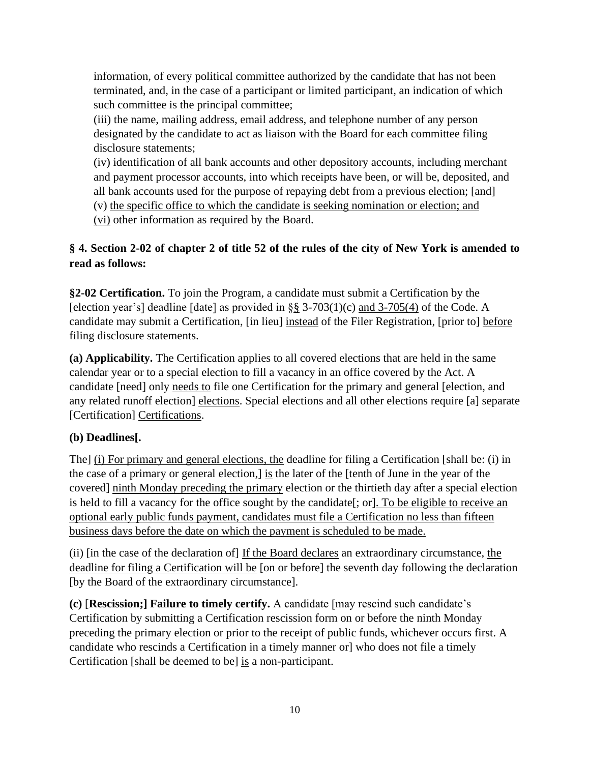information, of every political committee authorized by the candidate that has not been terminated, and, in the case of a participant or limited participant, an indication of which such committee is the principal committee;

(iii) the name, mailing address, email address, and telephone number of any person designated by the candidate to act as liaison with the Board for each committee filing disclosure statements;

(iv) identification of all bank accounts and other depository accounts, including merchant and payment processor accounts, into which receipts have been, or will be, deposited, and all bank accounts used for the purpose of repaying debt from a previous election; [and]

(v) <u>the specific office to which the candidate is seeking nomination or election; and</u>

<u>(vi)</u> other information as required by the Board.

**§ 4. Section 2-02 of chapter 2 of title 52 of the rules of the city of New York is amended to read as follows:**

**§2-02 Certification.** To join the Program, a candidate must submit a Certification by the [election year's] deadline [date] as provided in §<u>§</u> 3-703(1)(c) <u>and 3-705(4)</u> of the Code. A candidate may submit a Certification, [in lieu] <u>instead</u> of the Filer Registration, [prior to] <u>before</u> filing disclosure statements.

**(a) Applicability.** The Certification applies to all covered elections that are held in the same calendar year or to a special election to fill a vacancy in an office covered by the Act. A candidate [need] only <u>needs to</u> file one Certification for the primary and general [election, and any related runoff election] <u>elections</u>. Special elections and all other elections require [a] separate [Certification] <u>Certifications</u>.

**(b) Deadlines[.**

The] <u>(i) For primary and general elections, the</u> deadline for filing a Certification [shall be: (i) in the case of a primary or general election,] <u>is</u> the later of the [tenth of June in the year of the covered] <u>ninth Monday preceding the primary</u> election or the thirtieth day after a special election is held to fill a vacancy for the office sought by the candidate[; or]<u>. To be eligible to receive an optional early public funds payment, candidates must file a Certification no less than fifteen business days before the date on which the payment is scheduled to be made.</u>

(ii) [in the case of the declaration of] <u>If the Board declares</u> an extraordinary circumstance, <u>the deadline for filing a Certification will be</u> [on or before] the seventh day following the declaration [by the Board of the extraordinary circumstance].

**(c)** [**Rescission;] Failure to timely certify.** A candidate [may rescind such candidate's Certification by submitting a Certification rescission form on or before the ninth Monday preceding the primary election or prior to the receipt of public funds, whichever occurs first. A candidate who rescinds a Certification in a timely manner or] who does not file a timely Certification [shall be deemed to be] <u>is</u> a non-participant.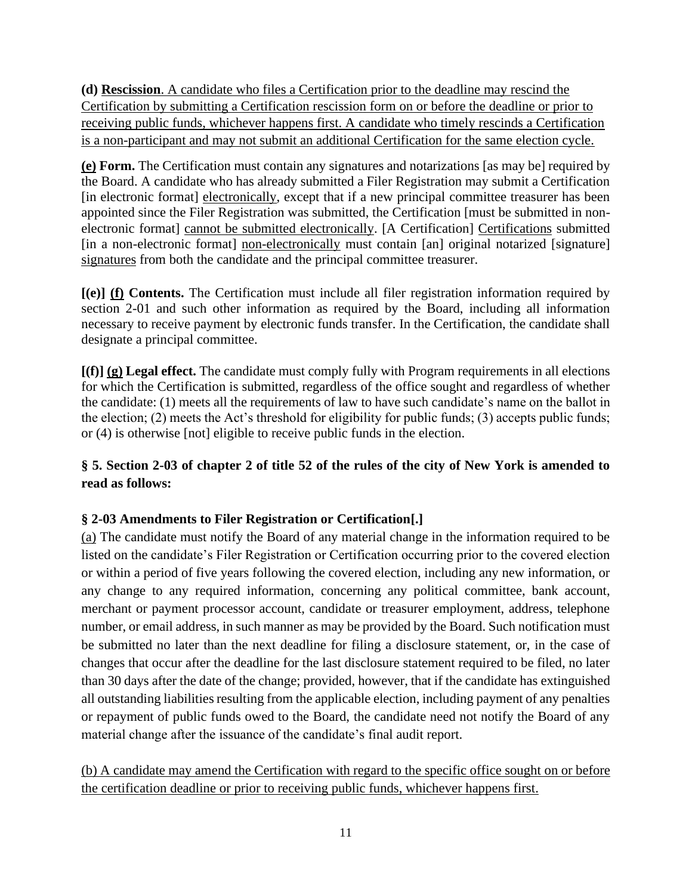**(d) Rescission**. A candidate who files a Certification prior to the deadline may rescind the Certification by submitting a Certification rescission form on or before the deadline or prior to receiving public funds, whichever happens first. A candidate who timely rescinds a Certification is a non-participant and may not submit an additional Certification for the same election cycle.

**(e) Form.** The Certification must contain any signatures and notarizations [as may be] required by the Board. A candidate who has already submitted a Filer Registration may submit a Certification [in electronic format] electronically, except that if a new principal committee treasurer has been appointed since the Filer Registration was submitted, the Certification [must be submitted in non-electronic format] cannot be submitted electronically. [A Certification] Certifications submitted [in a non-electronic format] non-electronically must contain [an] original notarized [signature] signatures from both the candidate and the principal committee treasurer.

**[(e)] (f) Contents.** The Certification must include all filer registration information required by section 2-01 and such other information as required by the Board, including all information necessary to receive payment by electronic funds transfer. In the Certification, the candidate shall designate a principal committee.

**[(f)] (g) Legal effect.** The candidate must comply fully with Program requirements in all elections for which the Certification is submitted, regardless of the office sought and regardless of whether the candidate: (1) meets all the requirements of law to have such candidate's name on the ballot in the election; (2) meets the Act's threshold for eligibility for public funds; (3) accepts public funds; or (4) is otherwise [not] eligible to receive public funds in the election.

**§ 5. Section 2-03 of chapter 2 of title 52 of the rules of the city of New York is amended to read as follows:**

**§ 2-03 Amendments to Filer Registration or Certification[.]**

(a) The candidate must notify the Board of any material change in the information required to be listed on the candidate's Filer Registration or Certification occurring prior to the covered election or within a period of five years following the covered election, including any new information, or any change to any required information, concerning any political committee, bank account, merchant or payment processor account, candidate or treasurer employment, address, telephone number, or email address, in such manner as may be provided by the Board. Such notification must be submitted no later than the next deadline for filing a disclosure statement, or, in the case of changes that occur after the deadline for the last disclosure statement required to be filed, no later than 30 days after the date of the change; provided, however, that if the candidate has extinguished all outstanding liabilities resulting from the applicable election, including payment of any penalties or repayment of public funds owed to the Board, the candidate need not notify the Board of any material change after the issuance of the candidate's final audit report.

(b) A candidate may amend the Certification with regard to the specific office sought on or before the certification deadline or prior to receiving public funds, whichever happens first.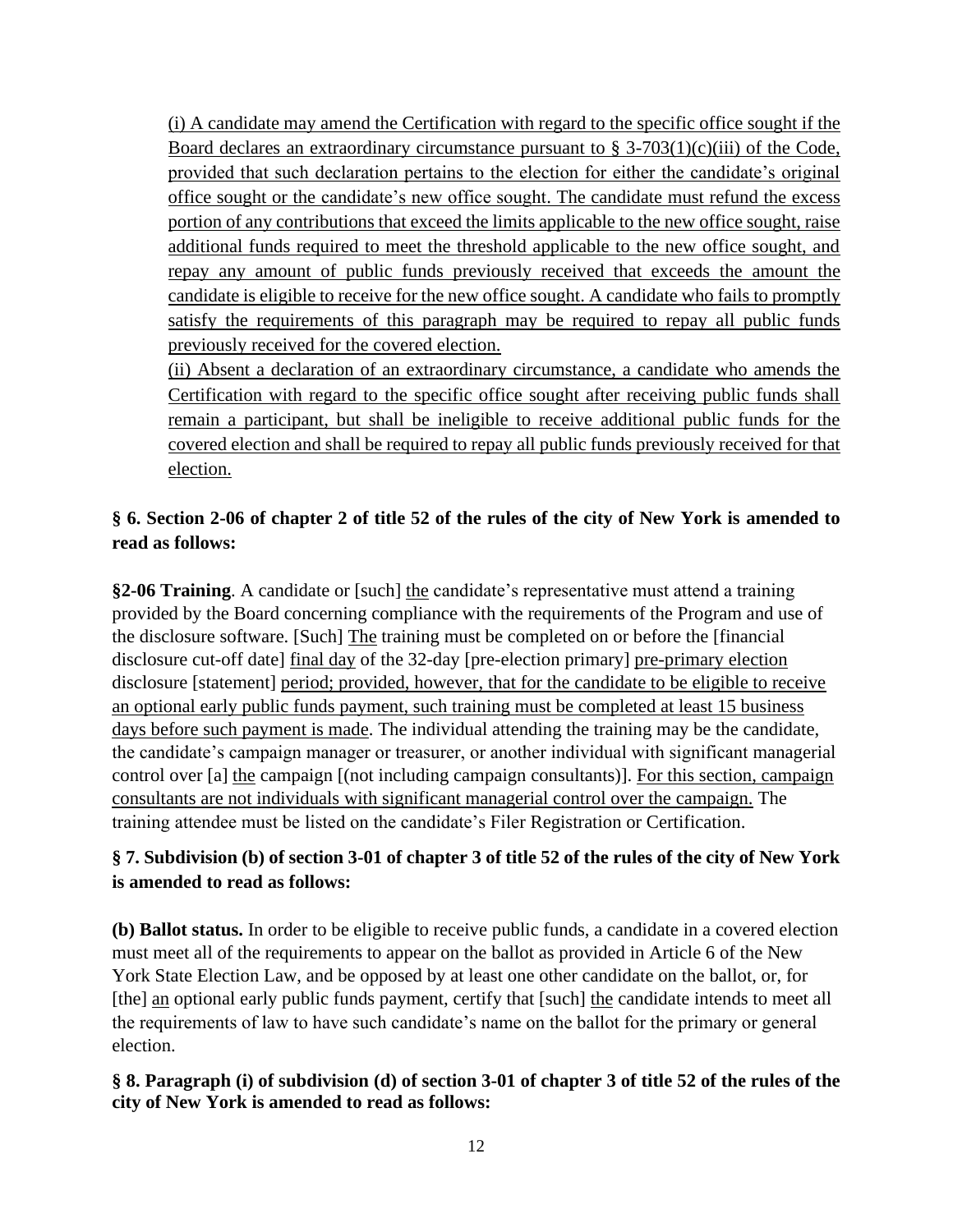(i) A candidate may amend the Certification with regard to the specific office sought if the Board declares an extraordinary circumstance pursuant to § 3-703(1)(c)(iii) of the Code, provided that such declaration pertains to the election for either the candidate's original office sought or the candidate's new office sought. The candidate must refund the excess portion of any contributions that exceed the limits applicable to the new office sought, raise additional funds required to meet the threshold applicable to the new office sought, and repay any amount of public funds previously received that exceeds the amount the candidate is eligible to receive for the new office sought. A candidate who fails to promptly satisfy the requirements of this paragraph may be required to repay all public funds previously received for the covered election.

(ii) Absent a declaration of an extraordinary circumstance, a candidate who amends the Certification with regard to the specific office sought after receiving public funds shall remain a participant, but shall be ineligible to receive additional public funds for the covered election and shall be required to repay all public funds previously received for that election.

**§ 6. Section 2-06 of chapter 2 of title 52 of the rules of the city of New York is amended to read as follows:**

**§2-06 Training**. A candidate or [such] the candidate's representative must attend a training provided by the Board concerning compliance with the requirements of the Program and use of the disclosure software. [Such] The training must be completed on or before the [financial disclosure cut-off date] final day of the 32-day [pre-election primary] pre-primary election disclosure [statement] period; provided, however, that for the candidate to be eligible to receive an optional early public funds payment, such training must be completed at least 15 business days before such payment is made. The individual attending the training may be the candidate, the candidate's campaign manager or treasurer, or another individual with significant managerial control over [a] the campaign [(not including campaign consultants)]. For this section, campaign consultants are not individuals with significant managerial control over the campaign. The training attendee must be listed on the candidate's Filer Registration or Certification.

**§ 7. Subdivision (b) of section 3-01 of chapter 3 of title 52 of the rules of the city of New York is amended to read as follows:**

**(b) Ballot status.** In order to be eligible to receive public funds, a candidate in a covered election must meet all of the requirements to appear on the ballot as provided in Article 6 of the New York State Election Law, and be opposed by at least one other candidate on the ballot, or, for [the] an optional early public funds payment, certify that [such] the candidate intends to meet all the requirements of law to have such candidate's name on the ballot for the primary or general election.

**§ 8. Paragraph (i) of subdivision (d) of section 3-01 of chapter 3 of title 52 of the rules of the city of New York is amended to read as follows:**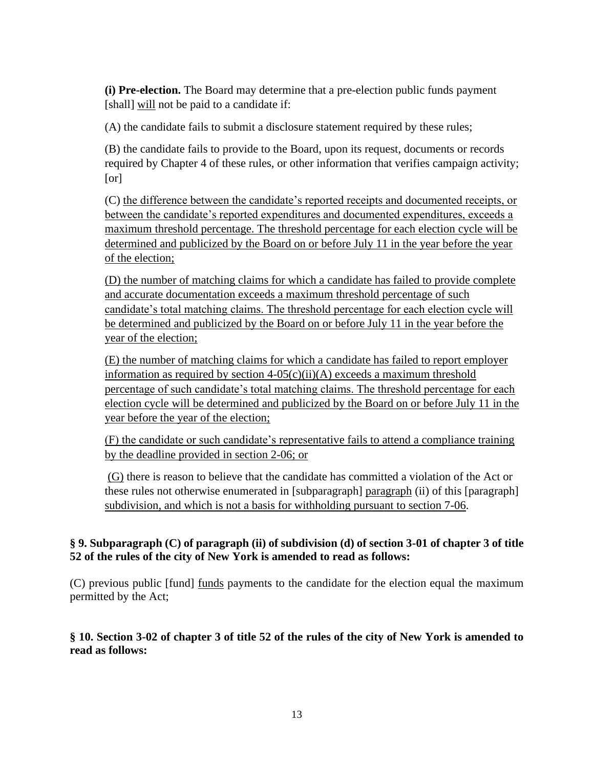**(i) Pre-election.** The Board may determine that a pre-election public funds payment [shall] will not be paid to a candidate if:

(A) the candidate fails to submit a disclosure statement required by these rules;

(B) the candidate fails to provide to the Board, upon its request, documents or records required by Chapter 4 of these rules, or other information that verifies campaign activity; [or]

(C) the difference between the candidate's reported receipts and documented receipts, or between the candidate's reported expenditures and documented expenditures, exceeds a maximum threshold percentage. The threshold percentage for each election cycle will be determined and publicized by the Board on or before July 11 in the year before the year of the election;

(D) the number of matching claims for which a candidate has failed to provide complete and accurate documentation exceeds a maximum threshold percentage of such candidate's total matching claims. The threshold percentage for each election cycle will be determined and publicized by the Board on or before July 11 in the year before the year of the election;

(E) the number of matching claims for which a candidate has failed to report employer information as required by section 4-05(c)(ii)(A) exceeds a maximum threshold percentage of such candidate's total matching claims. The threshold percentage for each election cycle will be determined and publicized by the Board on or before July 11 in the year before the year of the election;

(F) the candidate or such candidate's representative fails to attend a compliance training by the deadline provided in section 2-06; or

(G) there is reason to believe that the candidate has committed a violation of the Act or these rules not otherwise enumerated in [subparagraph] paragraph (ii) of this [paragraph] subdivision, and which is not a basis for withholding pursuant to section 7-06.

**§ 9. Subparagraph (C) of paragraph (ii) of subdivision (d) of section 3-01 of chapter 3 of title 52 of the rules of the city of New York is amended to read as follows:**

(C) previous public [fund] funds payments to the candidate for the election equal the maximum permitted by the Act;

**§ 10. Section 3-02 of chapter 3 of title 52 of the rules of the city of New York is amended to read as follows:**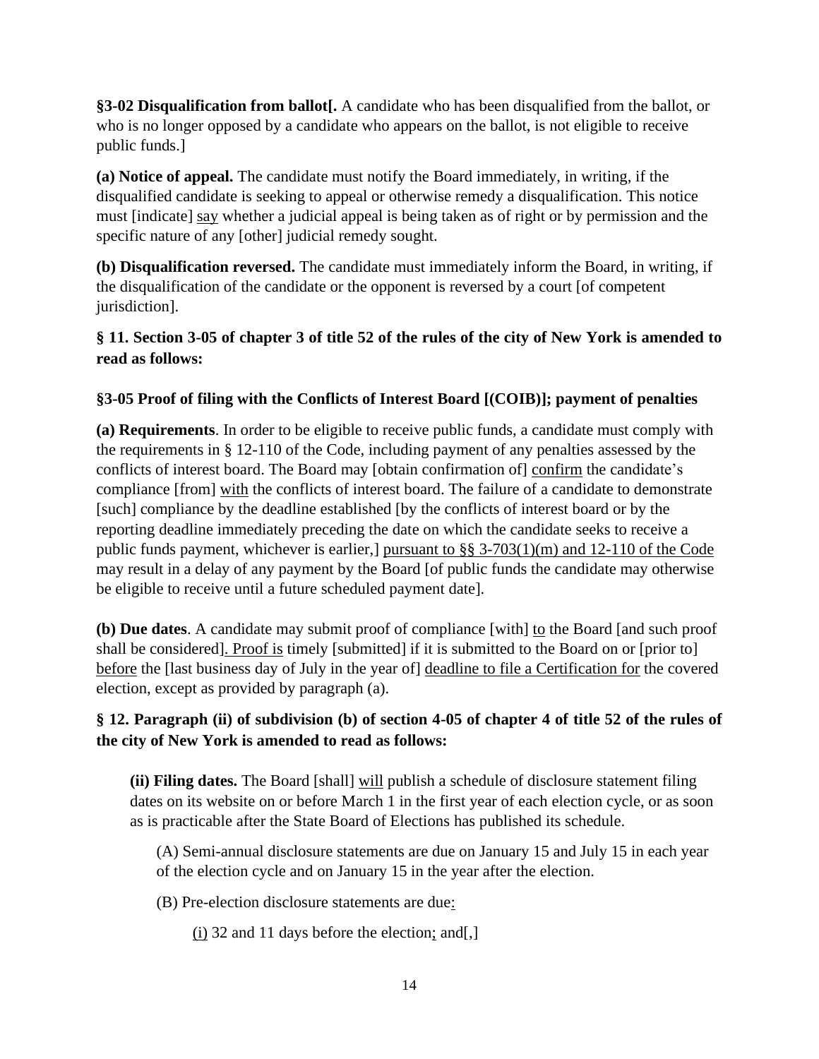**§3-02 Disqualification from ballot[.** A candidate who has been disqualified from the ballot, or who is no longer opposed by a candidate who appears on the ballot, is not eligible to receive public funds.]

**(a) Notice of appeal.** The candidate must notify the Board immediately, in writing, if the disqualified candidate is seeking to appeal or otherwise remedy a disqualification. This notice must [indicate] say whether a judicial appeal is being taken as of right or by permission and the specific nature of any [other] judicial remedy sought.

**(b) Disqualification reversed.** The candidate must immediately inform the Board, in writing, if the disqualification of the candidate or the opponent is reversed by a court [of competent jurisdiction].

**§ 11. Section 3-05 of chapter 3 of title 52 of the rules of the city of New York is amended to read as follows:**

**§3-05 Proof of filing with the Conflicts of Interest Board [(COIB)]; payment of penalties**

**(a) Requirements**. In order to be eligible to receive public funds, a candidate must comply with the requirements in § 12-110 of the Code, including payment of any penalties assessed by the conflicts of interest board. The Board may [obtain confirmation of] confirm the candidate's compliance [from] with the conflicts of interest board. The failure of a candidate to demonstrate [such] compliance by the deadline established [by the conflicts of interest board or by the reporting deadline immediately preceding the date on which the candidate seeks to receive a public funds payment, whichever is earlier,] pursuant to §§ 3-703(1)(m) and 12-110 of the Code may result in a delay of any payment by the Board [of public funds the candidate may otherwise be eligible to receive until a future scheduled payment date].

**(b) Due dates**. A candidate may submit proof of compliance [with] to the Board [and such proof shall be considered]. Proof is timely [submitted] if it is submitted to the Board on or [prior to] before the [last business day of July in the year of] deadline to file a Certification for the covered election, except as provided by paragraph (a).

**§ 12. Paragraph (ii) of subdivision (b) of section 4-05 of chapter 4 of title 52 of the rules of the city of New York is amended to read as follows:**

**(ii) Filing dates.** The Board [shall] will publish a schedule of disclosure statement filing dates on its website on or before March 1 in the first year of each election cycle, or as soon as is practicable after the State Board of Elections has published its schedule.

(A) Semi-annual disclosure statements are due on January 15 and July 15 in each year of the election cycle and on January 15 in the year after the election.

(B) Pre-election disclosure statements are due:

(i) 32 and 11 days before the election; and[,]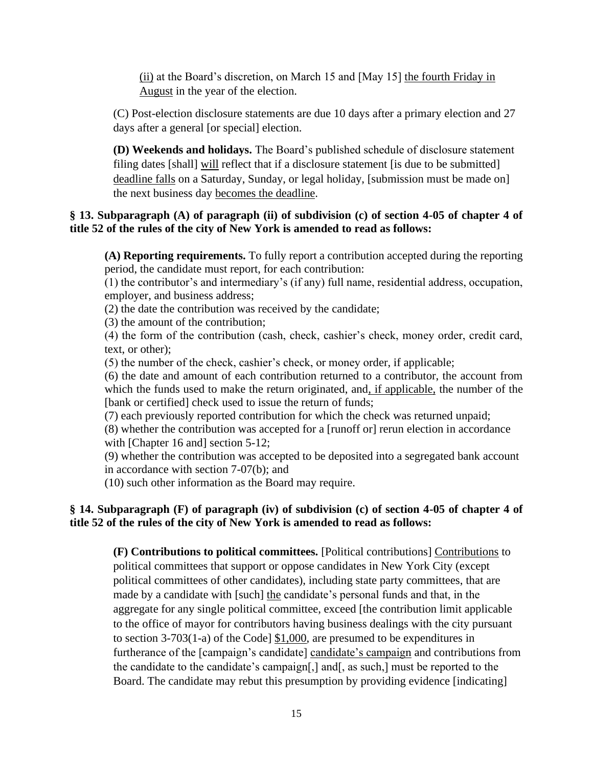(ii) at the Board's discretion, on March 15 and [May 15] the fourth Friday in August in the year of the election.

(C) Post-election disclosure statements are due 10 days after a primary election and 27 days after a general [or special] election.

**(D) Weekends and holidays.** The Board's published schedule of disclosure statement filing dates [shall] will reflect that if a disclosure statement [is due to be submitted] deadline falls on a Saturday, Sunday, or legal holiday, [submission must be made on] the next business day becomes the deadline.

**§ 13. Subparagraph (A) of paragraph (ii) of subdivision (c) of section 4-05 of chapter 4 of title 52 of the rules of the city of New York is amended to read as follows:**

**(A) Reporting requirements.** To fully report a contribution accepted during the reporting period, the candidate must report, for each contribution:
(1) the contributor's and intermediary's (if any) full name, residential address, occupation, employer, and business address;
(2) the date the contribution was received by the candidate;
(3) the amount of the contribution;
(4) the form of the contribution (cash, check, cashier's check, money order, credit card, text, or other);
(5) the number of the check, cashier's check, or money order, if applicable;
(6) the date and amount of each contribution returned to a contributor, the account from which the funds used to make the return originated, and, if applicable, the number of the [bank or certified] check used to issue the return of funds;
(7) each previously reported contribution for which the check was returned unpaid;
(8) whether the contribution was accepted for a [runoff or] rerun election in accordance with [Chapter 16 and] section 5-12;
(9) whether the contribution was accepted to be deposited into a segregated bank account in accordance with section 7-07(b); and
(10) such other information as the Board may require.

**§ 14. Subparagraph (F) of paragraph (iv) of subdivision (c) of section 4-05 of chapter 4 of title 52 of the rules of the city of New York is amended to read as follows:**

**(F) Contributions to political committees.** [Political contributions] Contributions to political committees that support or oppose candidates in New York City (except political committees of other candidates), including state party committees, that are made by a candidate with [such] the candidate's personal funds and that, in the aggregate for any single political committee, exceed [the contribution limit applicable to the office of mayor for contributors having business dealings with the city pursuant to section 3-703(1-a) of the Code] $1,000, are presumed to be expenditures in furtherance of the [campaign's candidate] candidate's campaign and contributions from the candidate to the candidate's campaign[,] and[, as such,] must be reported to the Board. The candidate may rebut this presumption by providing evidence [indicating]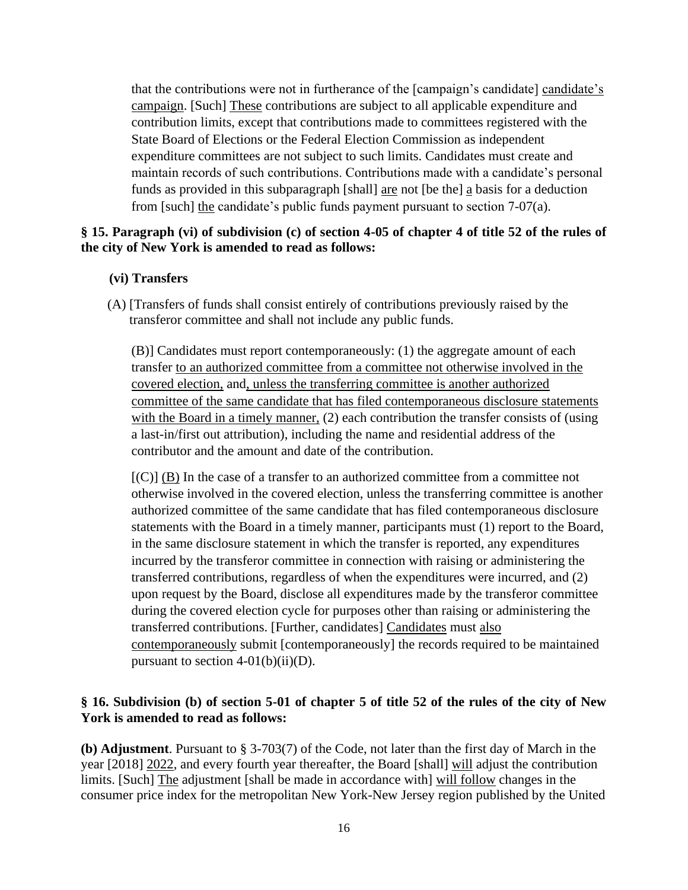that the contributions were not in furtherance of the [campaign's candidate] candidate's campaign. [Such] These contributions are subject to all applicable expenditure and contribution limits, except that contributions made to committees registered with the State Board of Elections or the Federal Election Commission as independent expenditure committees are not subject to such limits. Candidates must create and maintain records of such contributions. Contributions made with a candidate's personal funds as provided in this subparagraph [shall] are not [be the] a basis for a deduction from [such] the candidate's public funds payment pursuant to section 7-07(a).

**§ 15. Paragraph (vi) of subdivision (c) of section 4-05 of chapter 4 of title 52 of the rules of the city of New York is amended to read as follows:**

**(vi) Transfers**

(A) [Transfers of funds shall consist entirely of contributions previously raised by the transferor committee and shall not include any public funds.

(B)] Candidates must report contemporaneously: (1) the aggregate amount of each transfer to an authorized committee from a committee not otherwise involved in the covered election, and, unless the transferring committee is another authorized committee of the same candidate that has filed contemporaneous disclosure statements with the Board in a timely manner, (2) each contribution the transfer consists of (using a last-in/first out attribution), including the name and residential address of the contributor and the amount and date of the contribution.

[(C)] (B) In the case of a transfer to an authorized committee from a committee not otherwise involved in the covered election, unless the transferring committee is another authorized committee of the same candidate that has filed contemporaneous disclosure statements with the Board in a timely manner, participants must (1) report to the Board, in the same disclosure statement in which the transfer is reported, any expenditures incurred by the transferor committee in connection with raising or administering the transferred contributions, regardless of when the expenditures were incurred, and (2) upon request by the Board, disclose all expenditures made by the transferor committee during the covered election cycle for purposes other than raising or administering the transferred contributions. [Further, candidates] Candidates must also contemporaneously submit [contemporaneously] the records required to be maintained pursuant to section 4-01(b)(ii)(D).

**§ 16. Subdivision (b) of section 5-01 of chapter 5 of title 52 of the rules of the city of New York is amended to read as follows:**

**(b) Adjustment**. Pursuant to § 3-703(7) of the Code, not later than the first day of March in the year [2018] 2022, and every fourth year thereafter, the Board [shall] will adjust the contribution limits. [Such] The adjustment [shall be made in accordance with] will follow changes in the consumer price index for the metropolitan New York-New Jersey region published by the United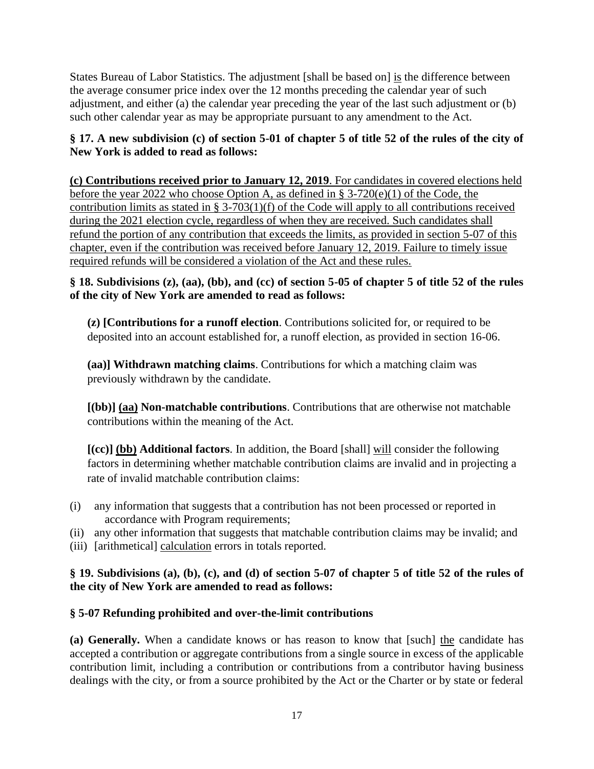States Bureau of Labor Statistics. The adjustment [shall be based on] <u>is</u> the difference between the average consumer price index over the 12 months preceding the calendar year of such adjustment, and either (a) the calendar year preceding the year of the last such adjustment or (b) such other calendar year as may be appropriate pursuant to any amendment to the Act.

**§ 17. A new subdivision (c) of section 5-01 of chapter 5 of title 52 of the rules of the city of New York is added to read as follows:**

<u>**(c) Contributions received prior to January 12, 2019**. For candidates in covered elections held before the year 2022 who choose Option A, as defined in § 3-720(e)(1) of the Code, the contribution limits as stated in § 3-703(1)(f) of the Code will apply to all contributions received during the 2021 election cycle, regardless of when they are received. Such candidates shall refund the portion of any contribution that exceeds the limits, as provided in section 5-07 of this chapter, even if the contribution was received before January 12, 2019. Failure to timely issue required refunds will be considered a violation of the Act and these rules.</u>

**§ 18. Subdivisions (z), (aa), (bb), and (cc) of section 5-05 of chapter 5 of title 52 of the rules of the city of New York are amended to read as follows:**

**(z) [Contributions for a runoff election**. Contributions solicited for, or required to be deposited into an account established for, a runoff election, as provided in section 16-06.

**(aa)] Withdrawn matching claims**. Contributions for which a matching claim was previously withdrawn by the candidate.

**[(bb)] <u>(aa)</u> Non-matchable contributions**. Contributions that are otherwise not matchable contributions within the meaning of the Act.

**[(cc)] <u>(bb)</u> Additional factors**. In addition, the Board [shall] <u>will</u> consider the following factors in determining whether matchable contribution claims are invalid and in projecting a rate of invalid matchable contribution claims:

(i) any information that suggests that a contribution has not been processed or reported in accordance with Program requirements;
(ii) any other information that suggests that matchable contribution claims may be invalid; and
(iii) [arithmetical] <u>calculation</u> errors in totals reported.

**§ 19. Subdivisions (a), (b), (c), and (d) of section 5-07 of chapter 5 of title 52 of the rules of the city of New York are amended to read as follows:**

**§ 5-07 Refunding prohibited and over-the-limit contributions**

**(a) Generally.** When a candidate knows or has reason to know that [such] <u>the</u> candidate has accepted a contribution or aggregate contributions from a single source in excess of the applicable contribution limit, including a contribution or contributions from a contributor having business dealings with the city, or from a source prohibited by the Act or the Charter or by state or federal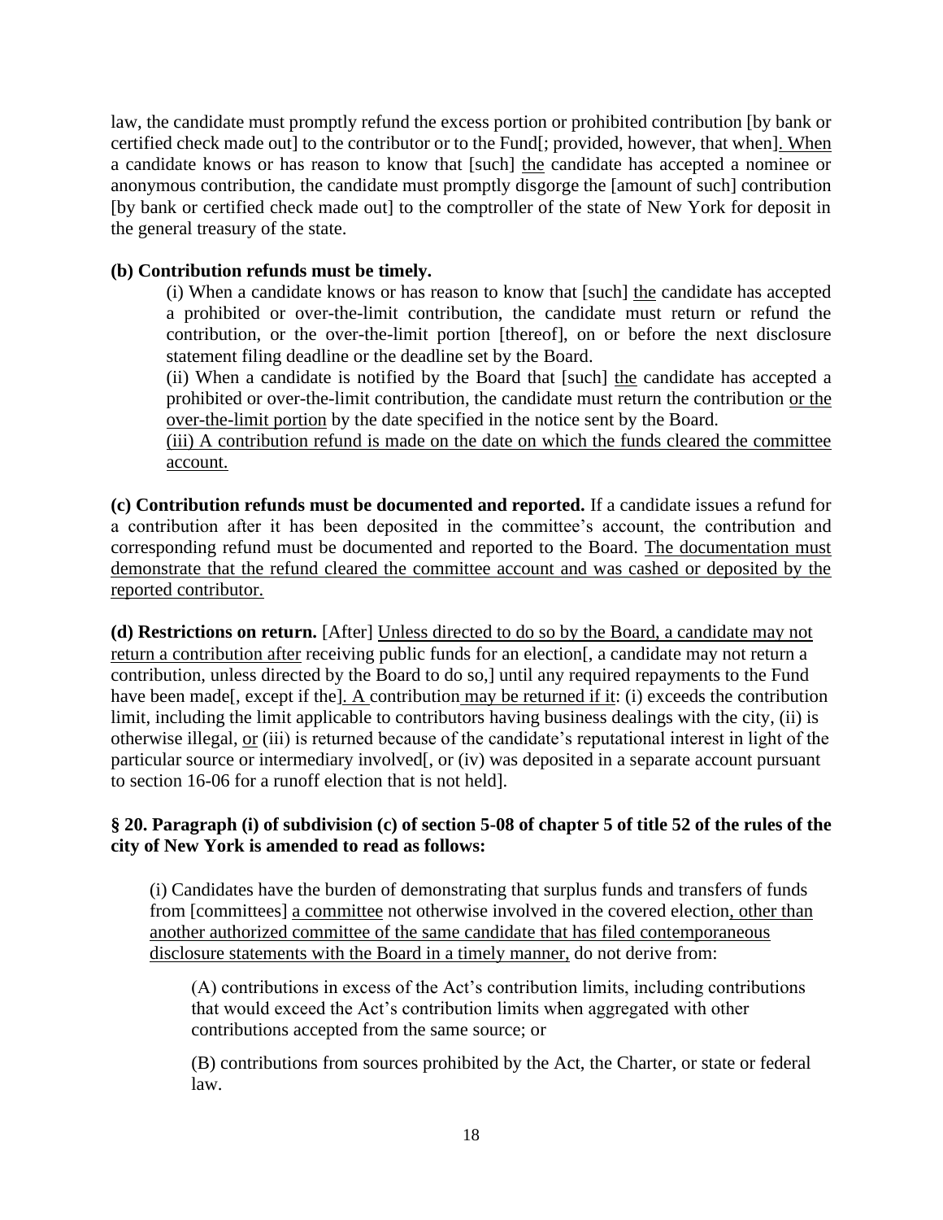law, the candidate must promptly refund the excess portion or prohibited contribution [by bank or certified check made out] to the contributor or to the Fund[; provided, however, that when]. When a candidate knows or has reason to know that [such] the candidate has accepted a nominee or anonymous contribution, the candidate must promptly disgorge the [amount of such] contribution [by bank or certified check made out] to the comptroller of the state of New York for deposit in the general treasury of the state.

**(b) Contribution refunds must be timely.**

(i) When a candidate knows or has reason to know that [such] the candidate has accepted a prohibited or over-the-limit contribution, the candidate must return or refund the contribution, or the over-the-limit portion [thereof], on or before the next disclosure statement filing deadline or the deadline set by the Board.

(ii) When a candidate is notified by the Board that [such] the candidate has accepted a prohibited or over-the-limit contribution, the candidate must return the contribution or the over-the-limit portion by the date specified in the notice sent by the Board.

(iii) A contribution refund is made on the date on which the funds cleared the committee account.

**(c) Contribution refunds must be documented and reported.** If a candidate issues a refund for a contribution after it has been deposited in the committee's account, the contribution and corresponding refund must be documented and reported to the Board. The documentation must demonstrate that the refund cleared the committee account and was cashed or deposited by the reported contributor.

**(d) Restrictions on return.** [After] Unless directed to do so by the Board, a candidate may not return a contribution after receiving public funds for an election[, a candidate may not return a contribution, unless directed by the Board to do so,] until any required repayments to the Fund have been made[, except if the]. A contribution may be returned if it: (i) exceeds the contribution limit, including the limit applicable to contributors having business dealings with the city, (ii) is otherwise illegal, or (iii) is returned because of the candidate's reputational interest in light of the particular source or intermediary involved[, or (iv) was deposited in a separate account pursuant to section 16-06 for a runoff election that is not held].

**§ 20. Paragraph (i) of subdivision (c) of section 5-08 of chapter 5 of title 52 of the rules of the city of New York is amended to read as follows:**

(i) Candidates have the burden of demonstrating that surplus funds and transfers of funds from [committees] a committee not otherwise involved in the covered election, other than another authorized committee of the same candidate that has filed contemporaneous disclosure statements with the Board in a timely manner, do not derive from:

(A) contributions in excess of the Act's contribution limits, including contributions that would exceed the Act's contribution limits when aggregated with other contributions accepted from the same source; or

(B) contributions from sources prohibited by the Act, the Charter, or state or federal law.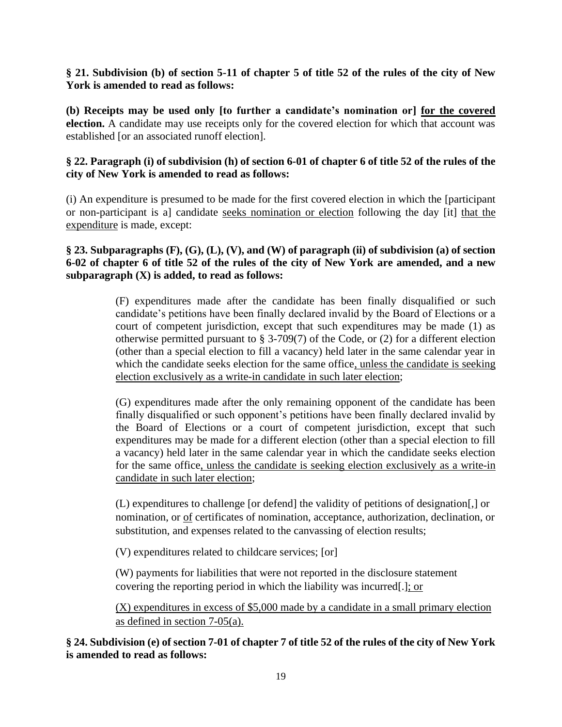**§ 21. Subdivision (b) of section 5-11 of chapter 5 of title 52 of the rules of the city of New York is amended to read as follows:**

**(b) Receipts may be used only [to further a candidate's nomination or] <u>for the covered election</u>.** A candidate may use receipts only for the covered election for which that account was established [or an associated runoff election].

**§ 22. Paragraph (i) of subdivision (h) of section 6-01 of chapter 6 of title 52 of the rules of the city of New York is amended to read as follows:**

(i) An expenditure is presumed to be made for the first covered election in which the [participant or non-participant is a] candidate <u>seeks nomination or election</u> following the day [it] <u>that the expenditure</u> is made, except:

**§ 23. Subparagraphs (F), (G), (L), (V), and (W) of paragraph (ii) of subdivision (a) of section 6-02 of chapter 6 of title 52 of the rules of the city of New York are amended, and a new subparagraph (X) is added, to read as follows:**

> (F) expenditures made after the candidate has been finally disqualified or such candidate's petitions have been finally declared invalid by the Board of Elections or a court of competent jurisdiction, except that such expenditures may be made (1) as otherwise permitted pursuant to § 3-709(7) of the Code, or (2) for a different election (other than a special election to fill a vacancy) held later in the same calendar year in which the candidate seeks election for the same office<u>, unless the candidate is seeking election exclusively as a write-in candidate in such later election</u>;
>
> (G) expenditures made after the only remaining opponent of the candidate has been finally disqualified or such opponent's petitions have been finally declared invalid by the Board of Elections or a court of competent jurisdiction, except that such expenditures may be made for a different election (other than a special election to fill a vacancy) held later in the same calendar year in which the candidate seeks election for the same office<u>, unless the candidate is seeking election exclusively as a write-in candidate in such later election</u>;
>
> (L) expenditures to challenge [or defend] the validity of petitions of designation[,] or nomination, or <u>of</u> certificates of nomination, acceptance, authorization, declination, or substitution, and expenses related to the canvassing of election results;
>
> (V) expenditures related to childcare services; [or]
>
> (W) payments for liabilities that were not reported in the disclosure statement covering the reporting period in which the liability was incurred[.]<u>; or</u>
>
> <u>(X) expenditures in excess of $5,000 made by a candidate in a small primary election as defined in section 7-05(a).</u>

**§ 24. Subdivision (e) of section 7-01 of chapter 7 of title 52 of the rules of the city of New York is amended to read as follows:**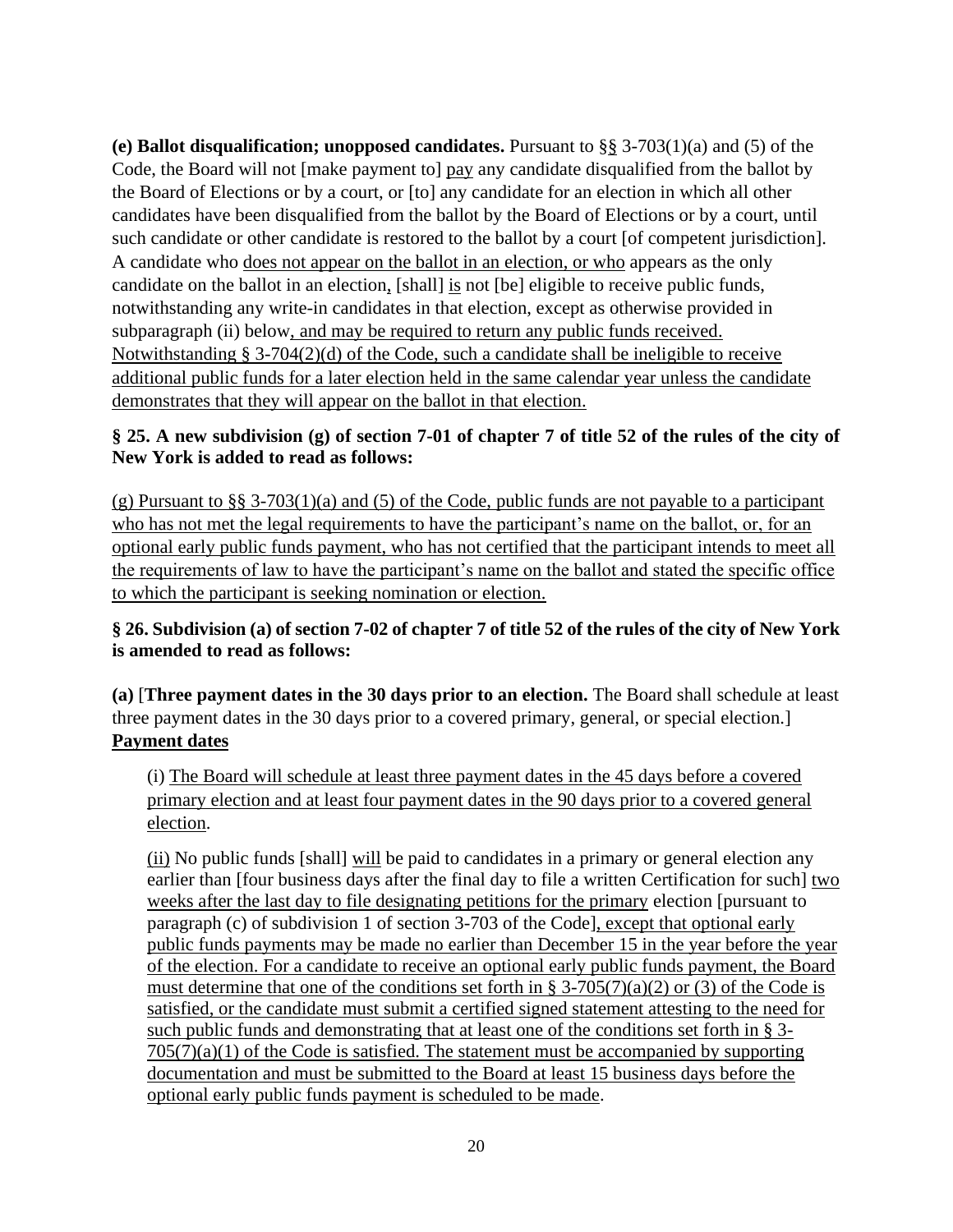**(e) Ballot disqualification; unopposed candidates.** Pursuant to §§ 3-703(1)(a) and (5) of the Code, the Board will not [make payment to] pay any candidate disqualified from the ballot by the Board of Elections or by a court, or [to] any candidate for an election in which all other candidates have been disqualified from the ballot by the Board of Elections or by a court, until such candidate or other candidate is restored to the ballot by a court [of competent jurisdiction]. A candidate who does not appear on the ballot in an election, or who appears as the only candidate on the ballot in an election, [shall] is not [be] eligible to receive public funds, notwithstanding any write-in candidates in that election, except as otherwise provided in subparagraph (ii) below, and may be required to return any public funds received. Notwithstanding § 3-704(2)(d) of the Code, such a candidate shall be ineligible to receive additional public funds for a later election held in the same calendar year unless the candidate demonstrates that they will appear on the ballot in that election.

**§ 25. A new subdivision (g) of section 7-01 of chapter 7 of title 52 of the rules of the city of New York is added to read as follows:**

(g) Pursuant to §§ 3-703(1)(a) and (5) of the Code, public funds are not payable to a participant who has not met the legal requirements to have the participant's name on the ballot, or, for an optional early public funds payment, who has not certified that the participant intends to meet all the requirements of law to have the participant's name on the ballot and stated the specific office to which the participant is seeking nomination or election.

**§ 26. Subdivision (a) of section 7-02 of chapter 7 of title 52 of the rules of the city of New York is amended to read as follows:**

**(a)** [**Three payment dates in the 30 days prior to an election.** The Board shall schedule at least three payment dates in the 30 days prior to a covered primary, general, or special election.] **Payment dates**

(i) The Board will schedule at least three payment dates in the 45 days before a covered primary election and at least four payment dates in the 90 days prior to a covered general election.

(ii) No public funds [shall] will be paid to candidates in a primary or general election any earlier than [four business days after the final day to file a written Certification for such] two weeks after the last day to file designating petitions for the primary election [pursuant to paragraph (c) of subdivision 1 of section 3-703 of the Code], except that optional early public funds payments may be made no earlier than December 15 in the year before the year of the election. For a candidate to receive an optional early public funds payment, the Board must determine that one of the conditions set forth in § 3-705(7)(a)(2) or (3) of the Code is satisfied, or the candidate must submit a certified signed statement attesting to the need for such public funds and demonstrating that at least one of the conditions set forth in § 3-705(7)(a)(1) of the Code is satisfied. The statement must be accompanied by supporting documentation and must be submitted to the Board at least 15 business days before the optional early public funds payment is scheduled to be made.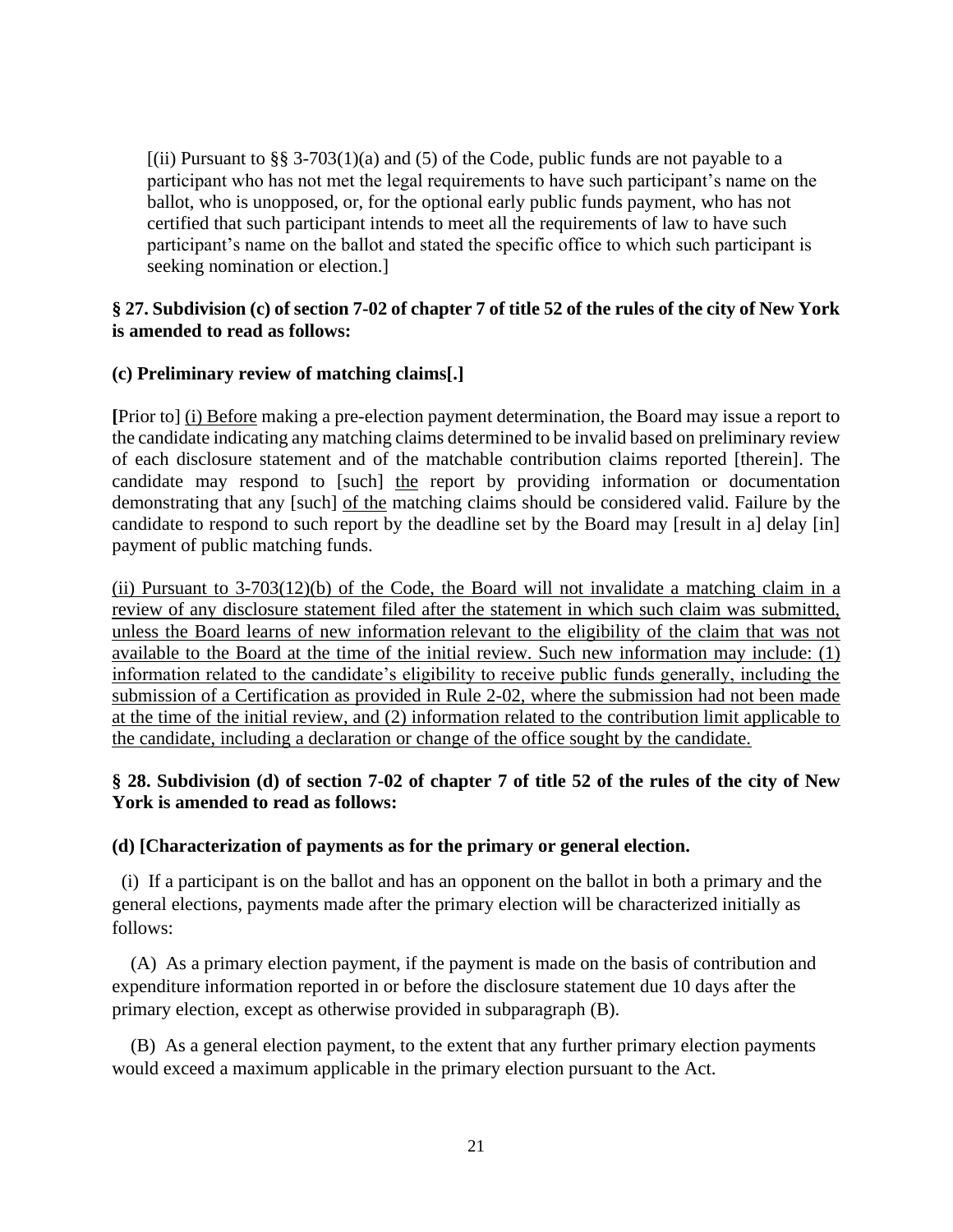[(ii) Pursuant to §§ 3-703(1)(a) and (5) of the Code, public funds are not payable to a participant who has not met the legal requirements to have such participant's name on the ballot, who is unopposed, or, for the optional early public funds payment, who has not certified that such participant intends to meet all the requirements of law to have such participant's name on the ballot and stated the specific office to which such participant is seeking nomination or election.]

**§ 27. Subdivision (c) of section 7-02 of chapter 7 of title 52 of the rules of the city of New York is amended to read as follows:**

**(c) Preliminary review of matching claims[.]**

**[**Prior to] <u>(i) Before</u> making a pre-election payment determination, the Board may issue a report to the candidate indicating any matching claims determined to be invalid based on preliminary review of each disclosure statement and of the matchable contribution claims reported [therein]. The candidate may respond to [such] <u>the</u> report by providing information or documentation demonstrating that any [such] <u>of the</u> matching claims should be considered valid. Failure by the candidate to respond to such report by the deadline set by the Board may [result in a] delay [in] payment of public matching funds.

<u>(ii) Pursuant to 3-703(12)(b) of the Code, the Board will not invalidate a matching claim in a review of any disclosure statement filed after the statement in which such claim was submitted, unless the Board learns of new information relevant to the eligibility of the claim that was not available to the Board at the time of the initial review. Such new information may include: (1) information related to the candidate's eligibility to receive public funds generally, including the submission of a Certification as provided in Rule 2-02, where the submission had not been made at the time of the initial review, and (2) information related to the contribution limit applicable to the candidate, including a declaration or change of the office sought by the candidate.</u>

**§ 28. Subdivision (d) of section 7-02 of chapter 7 of title 52 of the rules of the city of New York is amended to read as follows:**

**(d) [Characterization of payments as for the primary or general election.**

(i) If a participant is on the ballot and has an opponent on the ballot in both a primary and the general elections, payments made after the primary election will be characterized initially as follows:

(A) As a primary election payment, if the payment is made on the basis of contribution and expenditure information reported in or before the disclosure statement due 10 days after the primary election, except as otherwise provided in subparagraph (B).

(B) As a general election payment, to the extent that any further primary election payments would exceed a maximum applicable in the primary election pursuant to the Act.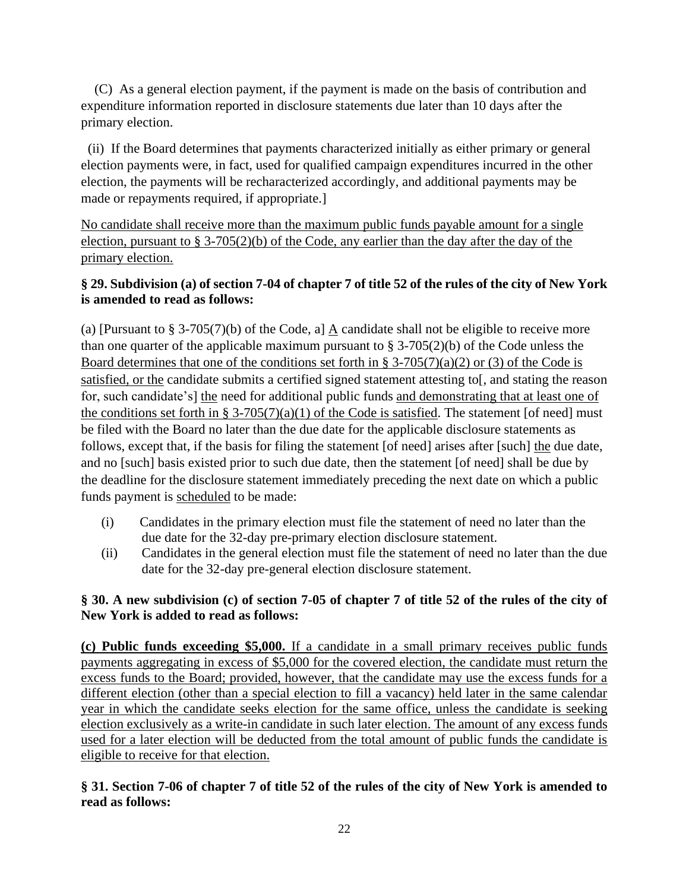(C) As a general election payment, if the payment is made on the basis of contribution and expenditure information reported in disclosure statements due later than 10 days after the primary election.

(ii) If the Board determines that payments characterized initially as either primary or general election payments were, in fact, used for qualified campaign expenditures incurred in the other election, the payments will be recharacterized accordingly, and additional payments may be made or repayments required, if appropriate.]

<u>No candidate shall receive more than the maximum public funds payable amount for a single election, pursuant to § 3-705(2)(b) of the Code, any earlier than the day after the day of the primary election.</u>

**§ 29. Subdivision (a) of section 7-04 of chapter 7 of title 52 of the rules of the city of New York is amended to read as follows:**

(a) [Pursuant to § 3-705(7)(b) of the Code, a] <u>A</u> candidate shall not be eligible to receive more than one quarter of the applicable maximum pursuant to § 3-705(2)(b) of the Code unless the <u>Board determines that one of the conditions set forth in § 3-705(7)(a)(2) or (3) of the Code is satisfied, or the</u> candidate submits a certified signed statement attesting to[, and stating the reason for, such candidate's] <u>the</u> need for additional public funds <u>and demonstrating that at least one of the conditions set forth in § 3-705(7)(a)(1) of the Code is satisfied</u>. The statement [of need] must be filed with the Board no later than the due date for the applicable disclosure statements as follows, except that, if the basis for filing the statement [of need] arises after [such] <u>the</u> due date, and no [such] basis existed prior to such due date, then the statement [of need] shall be due by the deadline for the disclosure statement immediately preceding the next date on which a public funds payment is <u>scheduled</u> to be made:

(i) Candidates in the primary election must file the statement of need no later than the due date for the 32-day pre-primary election disclosure statement.

(ii) Candidates in the general election must file the statement of need no later than the due date for the 32-day pre-general election disclosure statement.

**§ 30. A new subdivision (c) of section 7-05 of chapter 7 of title 52 of the rules of the city of New York is added to read as follows:**

<u>**(c) Public funds exceeding $5,000.** If a candidate in a small primary receives public funds payments aggregating in excess of $5,000 for the covered election, the candidate must return the excess funds to the Board; provided, however, that the candidate may use the excess funds for a different election (other than a special election to fill a vacancy) held later in the same calendar year in which the candidate seeks election for the same office, unless the candidate is seeking election exclusively as a write-in candidate in such later election. The amount of any excess funds used for a later election will be deducted from the total amount of public funds the candidate is eligible to receive for that election.</u>

**§ 31. Section 7-06 of chapter 7 of title 52 of the rules of the city of New York is amended to read as follows:**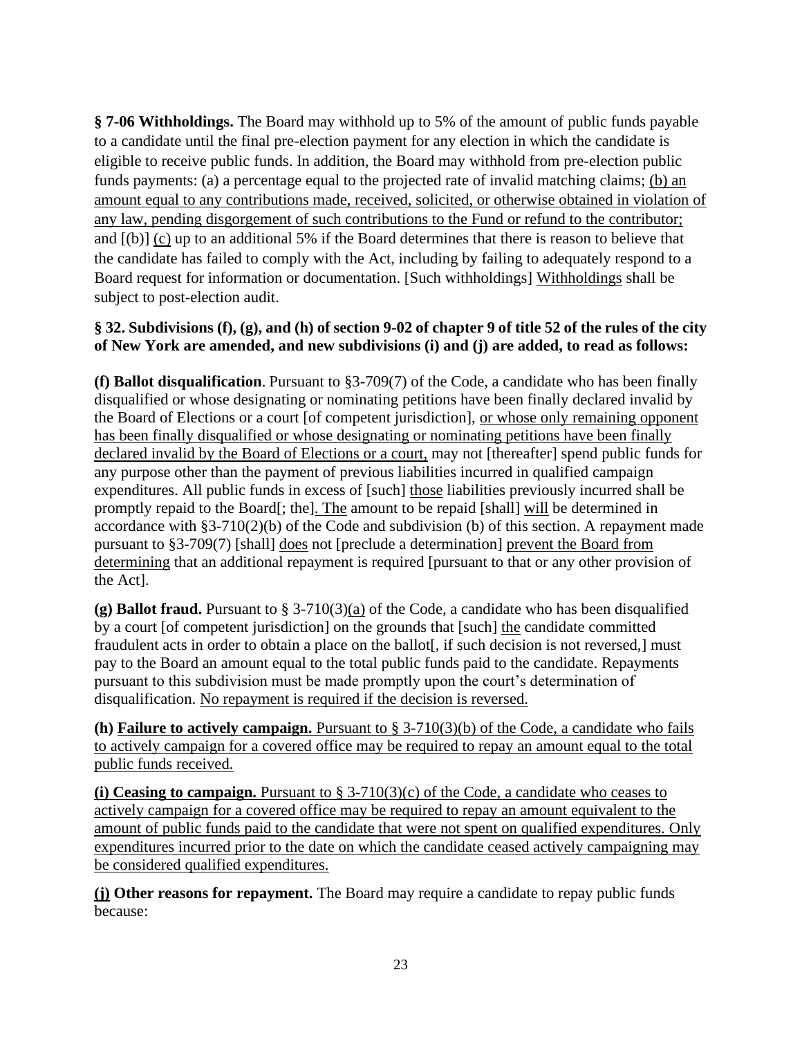**§ 7-06 Withholdings.** The Board may withhold up to 5% of the amount of public funds payable to a candidate until the final pre-election payment for any election in which the candidate is eligible to receive public funds. In addition, the Board may withhold from pre-election public funds payments: (a) a percentage equal to the projected rate of invalid matching claims; (b) an amount equal to any contributions made, received, solicited, or otherwise obtained in violation of any law, pending disgorgement of such contributions to the Fund or refund to the contributor; and [(b)] (c) up to an additional 5% if the Board determines that there is reason to believe that the candidate has failed to comply with the Act, including by failing to adequately respond to a Board request for information or documentation. [Such withholdings] Withholdings shall be subject to post-election audit.

**§ 32. Subdivisions (f), (g), and (h) of section 9-02 of chapter 9 of title 52 of the rules of the city of New York are amended, and new subdivisions (i) and (j) are added, to read as follows:**

**(f) Ballot disqualification**. Pursuant to §3-709(7) of the Code, a candidate who has been finally disqualified or whose designating or nominating petitions have been finally declared invalid by the Board of Elections or a court [of competent jurisdiction], or whose only remaining opponent has been finally disqualified or whose designating or nominating petitions have been finally declared invalid by the Board of Elections or a court, may not [thereafter] spend public funds for any purpose other than the payment of previous liabilities incurred in qualified campaign expenditures. All public funds in excess of [such] those liabilities previously incurred shall be promptly repaid to the Board[; the]. The amount to be repaid [shall] will be determined in accordance with §3-710(2)(b) of the Code and subdivision (b) of this section. A repayment made pursuant to §3-709(7) [shall] does not [preclude a determination] prevent the Board from determining that an additional repayment is required [pursuant to that or any other provision of the Act].

**(g) Ballot fraud.** Pursuant to § 3-710(3)(a) of the Code, a candidate who has been disqualified by a court [of competent jurisdiction] on the grounds that [such] the candidate committed fraudulent acts in order to obtain a place on the ballot[, if such decision is not reversed,] must pay to the Board an amount equal to the total public funds paid to the candidate. Repayments pursuant to this subdivision must be made promptly upon the court's determination of disqualification. No repayment is required if the decision is reversed.

**(h) Failure to actively campaign.** Pursuant to § 3-710(3)(b) of the Code, a candidate who fails to actively campaign for a covered office may be required to repay an amount equal to the total public funds received.

**(i) Ceasing to campaign.** Pursuant to § 3-710(3)(c) of the Code, a candidate who ceases to actively campaign for a covered office may be required to repay an amount equivalent to the amount of public funds paid to the candidate that were not spent on qualified expenditures. Only expenditures incurred prior to the date on which the candidate ceased actively campaigning may be considered qualified expenditures.

**(j) Other reasons for repayment.** The Board may require a candidate to repay public funds because: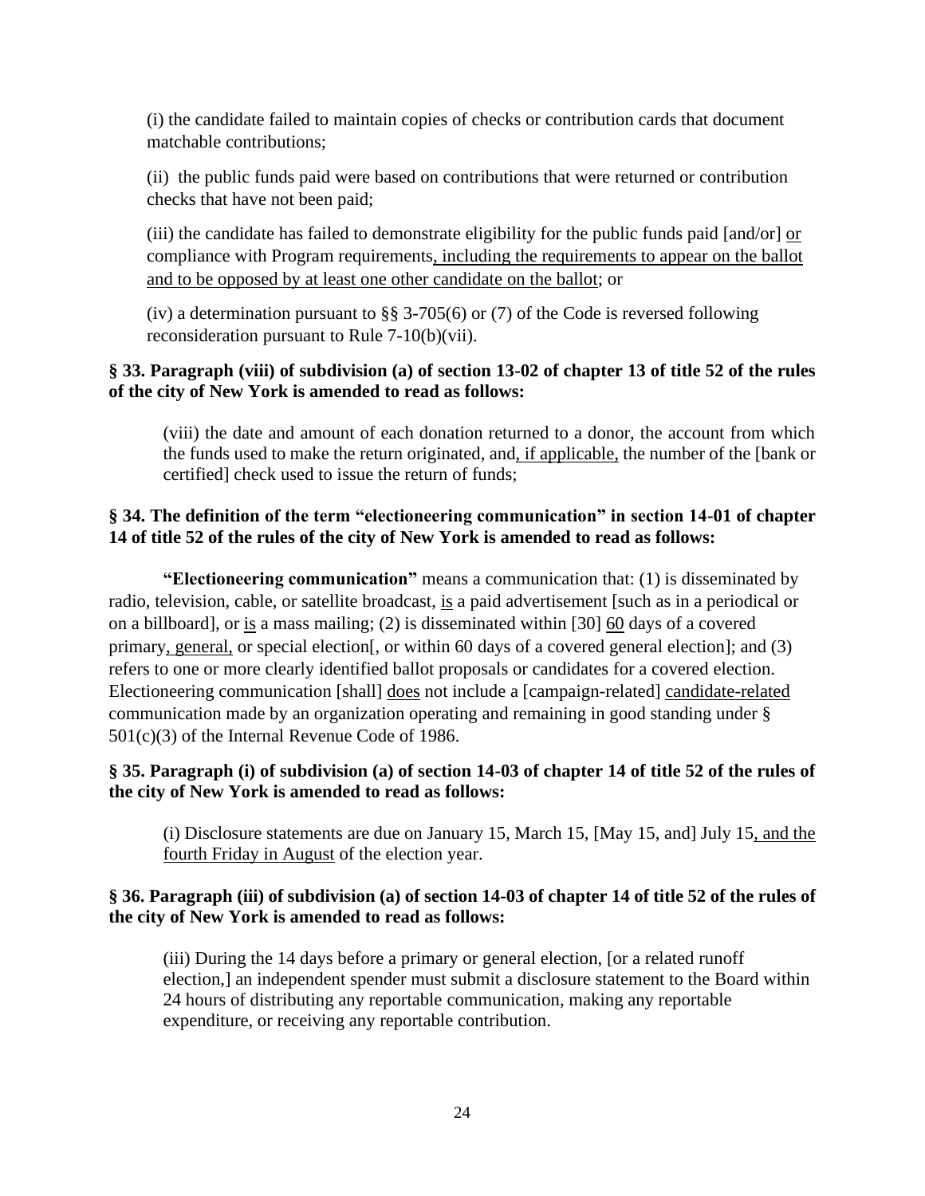(i) the candidate failed to maintain copies of checks or contribution cards that document matchable contributions;

(ii) the public funds paid were based on contributions that were returned or contribution checks that have not been paid;

(iii) the candidate has failed to demonstrate eligibility for the public funds paid [and/or] or compliance with Program requirements, including the requirements to appear on the ballot and to be opposed by at least one other candidate on the ballot; or

(iv) a determination pursuant to §§ 3-705(6) or (7) of the Code is reversed following reconsideration pursuant to Rule 7-10(b)(vii).

**§ 33. Paragraph (viii) of subdivision (a) of section 13-02 of chapter 13 of title 52 of the rules of the city of New York is amended to read as follows:**

(viii) the date and amount of each donation returned to a donor, the account from which the funds used to make the return originated, and, if applicable, the number of the [bank or certified] check used to issue the return of funds;

**§ 34. The definition of the term "electioneering communication" in section 14-01 of chapter 14 of title 52 of the rules of the city of New York is amended to read as follows:**

**"Electioneering communication"** means a communication that: (1) is disseminated by radio, television, cable, or satellite broadcast, is a paid advertisement [such as in a periodical or on a billboard], or is a mass mailing; (2) is disseminated within [30] 60 days of a covered primary, general, or special election[, or within 60 days of a covered general election]; and (3) refers to one or more clearly identified ballot proposals or candidates for a covered election. Electioneering communication [shall] does not include a [campaign-related] candidate-related communication made by an organization operating and remaining in good standing under § 501(c)(3) of the Internal Revenue Code of 1986.

**§ 35. Paragraph (i) of subdivision (a) of section 14-03 of chapter 14 of title 52 of the rules of the city of New York is amended to read as follows:**

(i) Disclosure statements are due on January 15, March 15, [May 15, and] July 15, and the fourth Friday in August of the election year.

**§ 36. Paragraph (iii) of subdivision (a) of section 14-03 of chapter 14 of title 52 of the rules of the city of New York is amended to read as follows:**

(iii) During the 14 days before a primary or general election, [or a related runoff election,] an independent spender must submit a disclosure statement to the Board within 24 hours of distributing any reportable communication, making any reportable expenditure, or receiving any reportable contribution.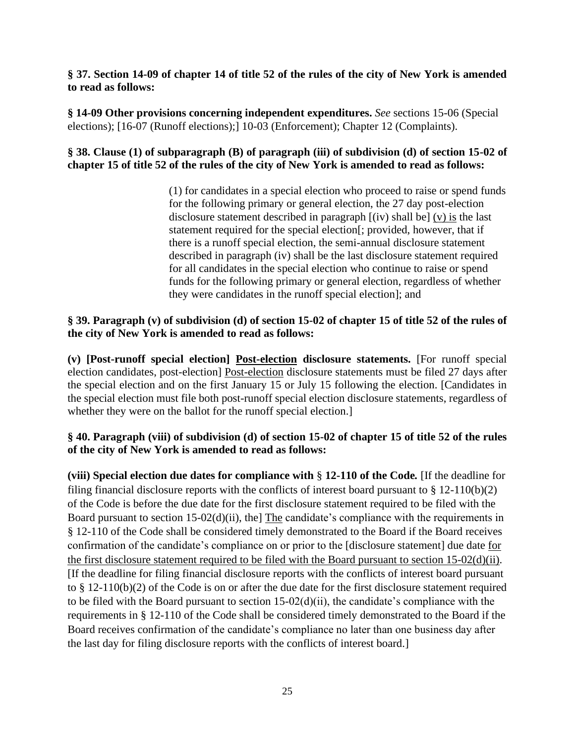**§ 37. Section 14-09 of chapter 14 of title 52 of the rules of the city of New York is amended to read as follows:**

**§ 14-09 Other provisions concerning independent expenditures.** *See* sections 15-06 (Special elections); [16-07 (Runoff elections);] 10-03 (Enforcement); Chapter 12 (Complaints).

**§ 38. Clause (1) of subparagraph (B) of paragraph (iii) of subdivision (d) of section 15-02 of chapter 15 of title 52 of the rules of the city of New York is amended to read as follows:**

> (1) for candidates in a special election who proceed to raise or spend funds for the following primary or general election, the 27 day post-election disclosure statement described in paragraph [(iv) shall be] <u>(v) is</u> the last statement required for the special election[; provided, however, that if there is a runoff special election, the semi-annual disclosure statement described in paragraph (iv) shall be the last disclosure statement required for all candidates in the special election who continue to raise or spend funds for the following primary or general election, regardless of whether they were candidates in the runoff special election]; and

**§ 39. Paragraph (v) of subdivision (d) of section 15-02 of chapter 15 of title 52 of the rules of the city of New York is amended to read as follows:**

**(v) [Post-runoff special election] <u>Post-election</u> disclosure statements.** [For runoff special election candidates, post-election] <u>Post-election</u> disclosure statements must be filed 27 days after the special election and on the first January 15 or July 15 following the election. [Candidates in the special election must file both post-runoff special election disclosure statements, regardless of whether they were on the ballot for the runoff special election.]

**§ 40. Paragraph (viii) of subdivision (d) of section 15-02 of chapter 15 of title 52 of the rules of the city of New York is amended to read as follows:**

**(viii) Special election due dates for compliance with § 12-110 of the Code.** [If the deadline for filing financial disclosure reports with the conflicts of interest board pursuant to § 12-110(b)(2) of the Code is before the due date for the first disclosure statement required to be filed with the Board pursuant to section 15-02(d)(ii), the] <u>The</u> candidate's compliance with the requirements in § 12-110 of the Code shall be considered timely demonstrated to the Board if the Board receives confirmation of the candidate's compliance on or prior to the [disclosure statement] due date <u>for the first disclosure statement required to be filed with the Board pursuant to section 15-02(d)(ii)</u>. [If the deadline for filing financial disclosure reports with the conflicts of interest board pursuant to § 12-110(b)(2) of the Code is on or after the due date for the first disclosure statement required to be filed with the Board pursuant to section 15-02(d)(ii), the candidate's compliance with the requirements in § 12-110 of the Code shall be considered timely demonstrated to the Board if the Board receives confirmation of the candidate's compliance no later than one business day after the last day for filing disclosure reports with the conflicts of interest board.]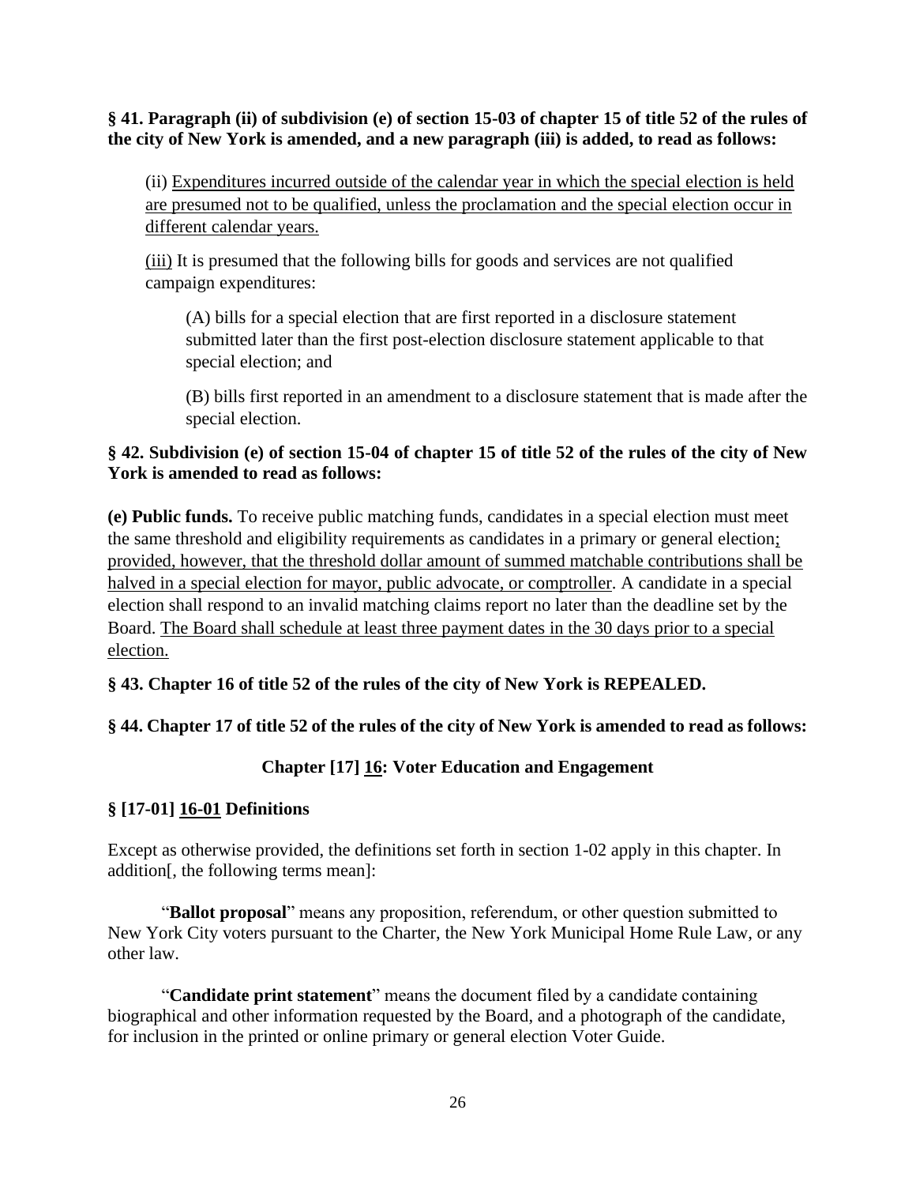**§ 41. Paragraph (ii) of subdivision (e) of section 15-03 of chapter 15 of title 52 of the rules of the city of New York is amended, and a new paragraph (iii) is added, to read as follows:**

(ii) <u>Expenditures incurred outside of the calendar year in which the special election is held are presumed not to be qualified, unless the proclamation and the special election occur in different calendar years.</u>

<u>(iii)</u> It is presumed that the following bills for goods and services are not qualified campaign expenditures:

(A) bills for a special election that are first reported in a disclosure statement submitted later than the first post-election disclosure statement applicable to that special election; and

(B) bills first reported in an amendment to a disclosure statement that is made after the special election.

**§ 42. Subdivision (e) of section 15-04 of chapter 15 of title 52 of the rules of the city of New York is amended to read as follows:**

**(e) Public funds.** To receive public matching funds, candidates in a special election must meet the same threshold and eligibility requirements as candidates in a primary or general election<u>; provided, however, that the threshold dollar amount of summed matchable contributions shall be halved in a special election for mayor, public advocate, or comptroller</u>. A candidate in a special election shall respond to an invalid matching claims report no later than the deadline set by the Board. <u>The Board shall schedule at least three payment dates in the 30 days prior to a special election.</u>

**§ 43. Chapter 16 of title 52 of the rules of the city of New York is REPEALED.**

**§ 44. Chapter 17 of title 52 of the rules of the city of New York is amended to read as follows:**

**Chapter [17] <u>16</u>: Voter Education and Engagement**

**§ [17-01] <u>16-01</u> Definitions**

Except as otherwise provided, the definitions set forth in section 1-02 apply in this chapter. In addition[, the following terms mean]:

"**Ballot proposal**" means any proposition, referendum, or other question submitted to New York City voters pursuant to the Charter, the New York Municipal Home Rule Law, or any other law.

"**Candidate print statement**" means the document filed by a candidate containing biographical and other information requested by the Board, and a photograph of the candidate, for inclusion in the printed or online primary or general election Voter Guide.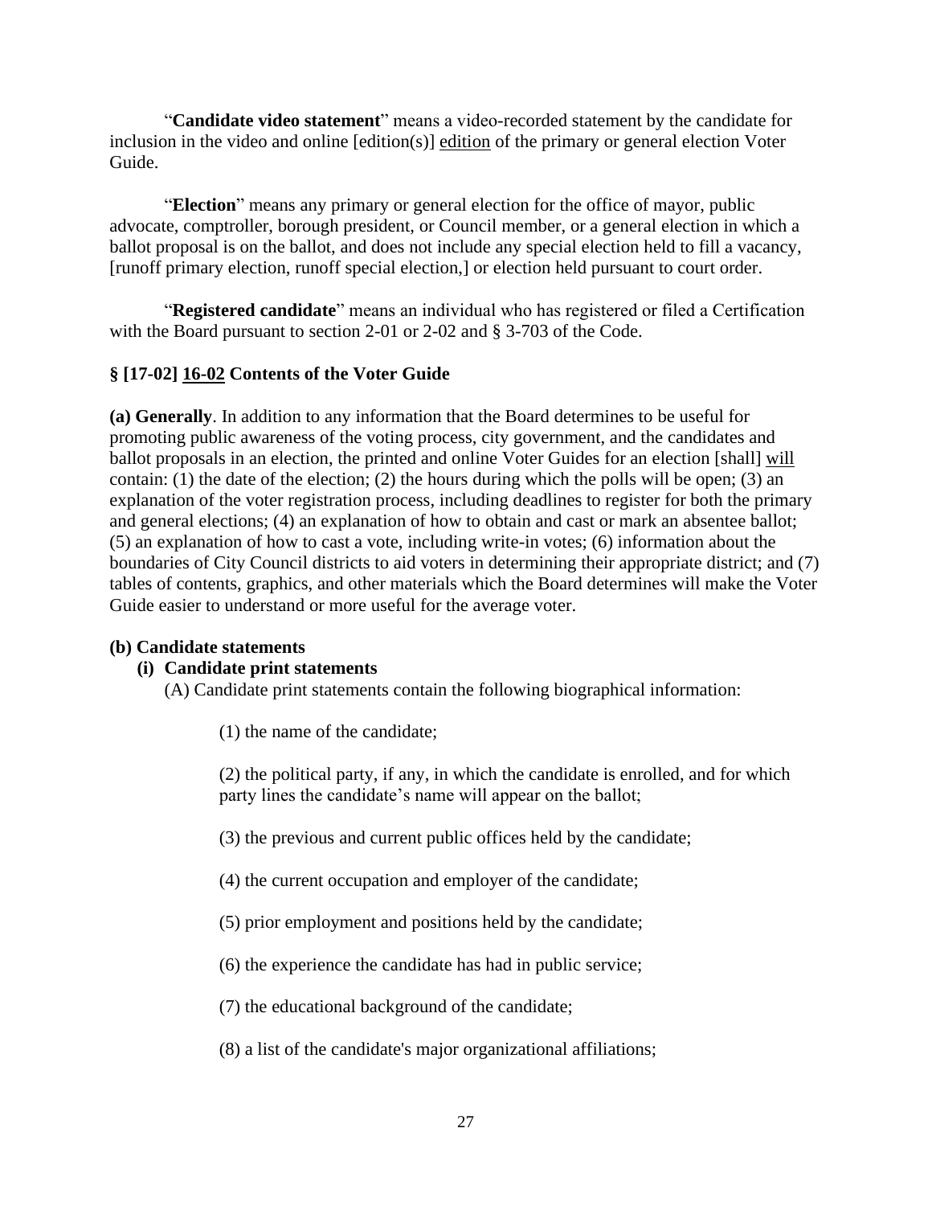"**Candidate video statement**" means a video-recorded statement by the candidate for inclusion in the video and online [edition(s)] <u>edition</u> of the primary or general election Voter Guide.

"**Election**" means any primary or general election for the office of mayor, public advocate, comptroller, borough president, or Council member, or a general election in which a ballot proposal is on the ballot, and does not include any special election held to fill a vacancy, [runoff primary election, runoff special election,] or election held pursuant to court order.

"**Registered candidate**" means an individual who has registered or filed a Certification with the Board pursuant to section 2-01 or 2-02 and § 3-703 of the Code.

### § [17-02] <u>16-02</u> Contents of the Voter Guide

**(a) Generally**. In addition to any information that the Board determines to be useful for promoting public awareness of the voting process, city government, and the candidates and ballot proposals in an election, the printed and online Voter Guides for an election [shall] <u>will</u> contain: (1) the date of the election; (2) the hours during which the polls will be open; (3) an explanation of the voter registration process, including deadlines to register for both the primary and general elections; (4) an explanation of how to obtain and cast or mark an absentee ballot; (5) an explanation of how to cast a vote, including write-in votes; (6) information about the boundaries of City Council districts to aid voters in determining their appropriate district; and (7) tables of contents, graphics, and other materials which the Board determines will make the Voter Guide easier to understand or more useful for the average voter.

**(b) Candidate statements**

**(i) Candidate print statements**

(A) Candidate print statements contain the following biographical information:

(1) the name of the candidate;

(2) the political party, if any, in which the candidate is enrolled, and for which party lines the candidate's name will appear on the ballot;

(3) the previous and current public offices held by the candidate;

(4) the current occupation and employer of the candidate;

(5) prior employment and positions held by the candidate;

(6) the experience the candidate has had in public service;

(7) the educational background of the candidate;

(8) a list of the candidate's major organizational affiliations;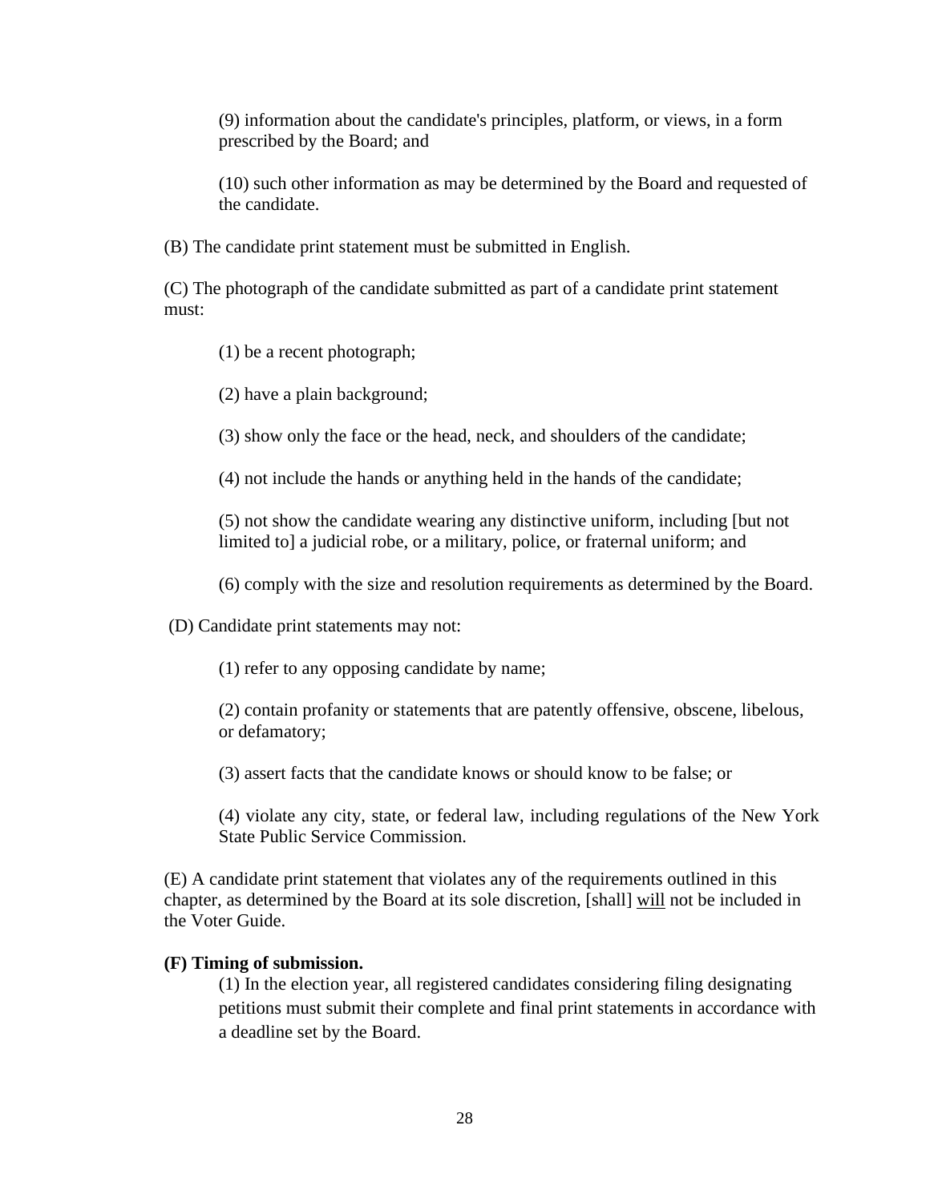(9) information about the candidate's principles, platform, or views, in a form prescribed by the Board; and

(10) such other information as may be determined by the Board and requested of the candidate.

(B) The candidate print statement must be submitted in English.

(C) The photograph of the candidate submitted as part of a candidate print statement must:

(1) be a recent photograph;

(2) have a plain background;

(3) show only the face or the head, neck, and shoulders of the candidate;

(4) not include the hands or anything held in the hands of the candidate;

(5) not show the candidate wearing any distinctive uniform, including [but not limited to] a judicial robe, or a military, police, or fraternal uniform; and

(6) comply with the size and resolution requirements as determined by the Board.

(D) Candidate print statements may not:

(1) refer to any opposing candidate by name;

(2) contain profanity or statements that are patently offensive, obscene, libelous, or defamatory;

(3) assert facts that the candidate knows or should know to be false; or

(4) violate any city, state, or federal law, including regulations of the New York State Public Service Commission.

(E) A candidate print statement that violates any of the requirements outlined in this chapter, as determined by the Board at its sole discretion, [shall] <u>will</u> not be included in the Voter Guide.

**(F) Timing of submission.**

(1) In the election year, all registered candidates considering filing designating petitions must submit their complete and final print statements in accordance with a deadline set by the Board.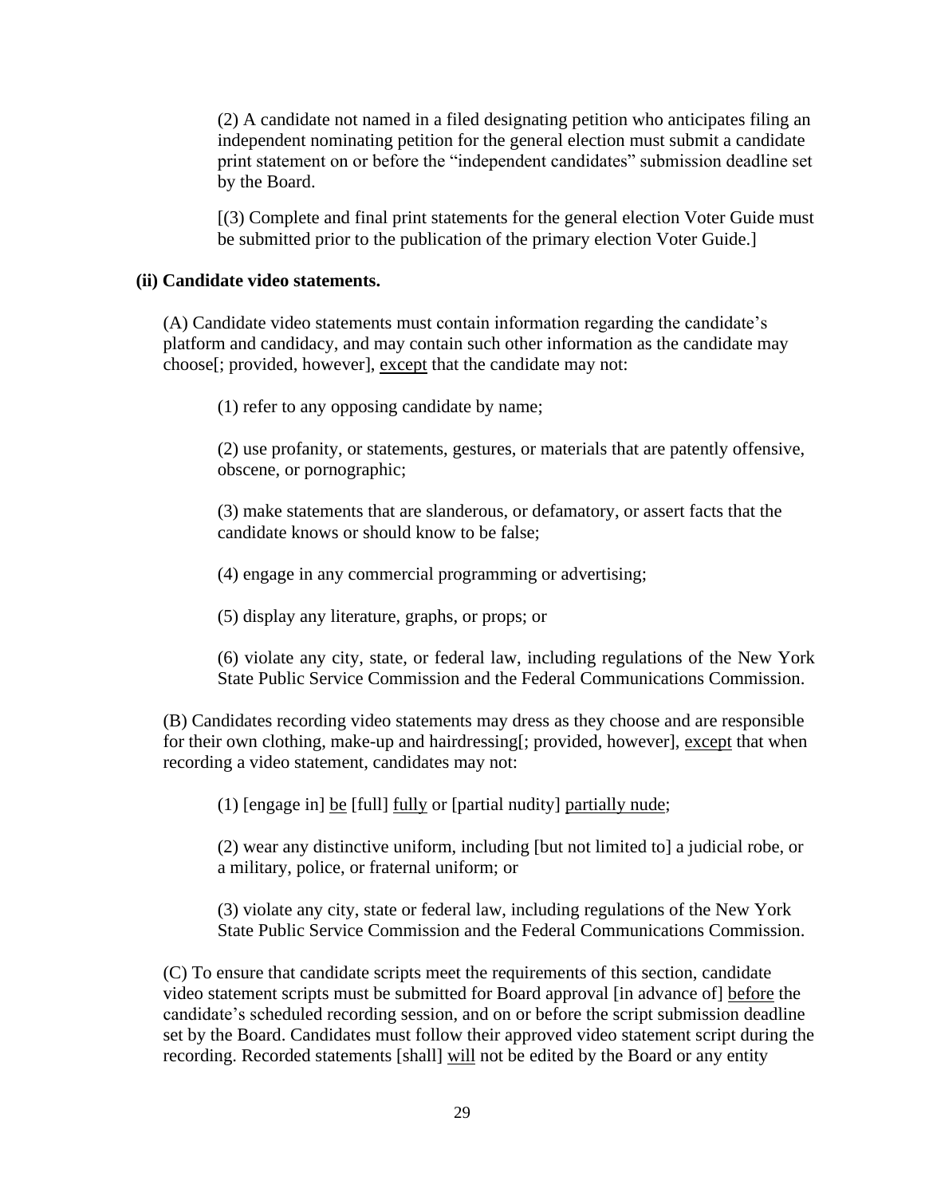(2) A candidate not named in a filed designating petition who anticipates filing an independent nominating petition for the general election must submit a candidate print statement on or before the "independent candidates" submission deadline set by the Board.

[(3) Complete and final print statements for the general election Voter Guide must be submitted prior to the publication of the primary election Voter Guide.]

**(ii) Candidate video statements.**

(A) Candidate video statements must contain information regarding the candidate's platform and candidacy, and may contain such other information as the candidate may choose[; provided, however], <u>except</u> that the candidate may not:

(1) refer to any opposing candidate by name;

(2) use profanity, or statements, gestures, or materials that are patently offensive, obscene, or pornographic;

(3) make statements that are slanderous, or defamatory, or assert facts that the candidate knows or should know to be false;

(4) engage in any commercial programming or advertising;

(5) display any literature, graphs, or props; or

(6) violate any city, state, or federal law, including regulations of the New York State Public Service Commission and the Federal Communications Commission.

(B) Candidates recording video statements may dress as they choose and are responsible for their own clothing, make-up and hairdressing[; provided, however], <u>except</u> that when recording a video statement, candidates may not:

(1) [engage in] <u>be</u> [full] <u>fully</u> or [partial nudity] <u>partially nude</u>;

(2) wear any distinctive uniform, including [but not limited to] a judicial robe, or a military, police, or fraternal uniform; or

(3) violate any city, state or federal law, including regulations of the New York State Public Service Commission and the Federal Communications Commission.

(C) To ensure that candidate scripts meet the requirements of this section, candidate video statement scripts must be submitted for Board approval [in advance of] <u>before</u> the candidate's scheduled recording session, and on or before the script submission deadline set by the Board. Candidates must follow their approved video statement script during the recording. Recorded statements [shall] <u>will</u> not be edited by the Board or any entity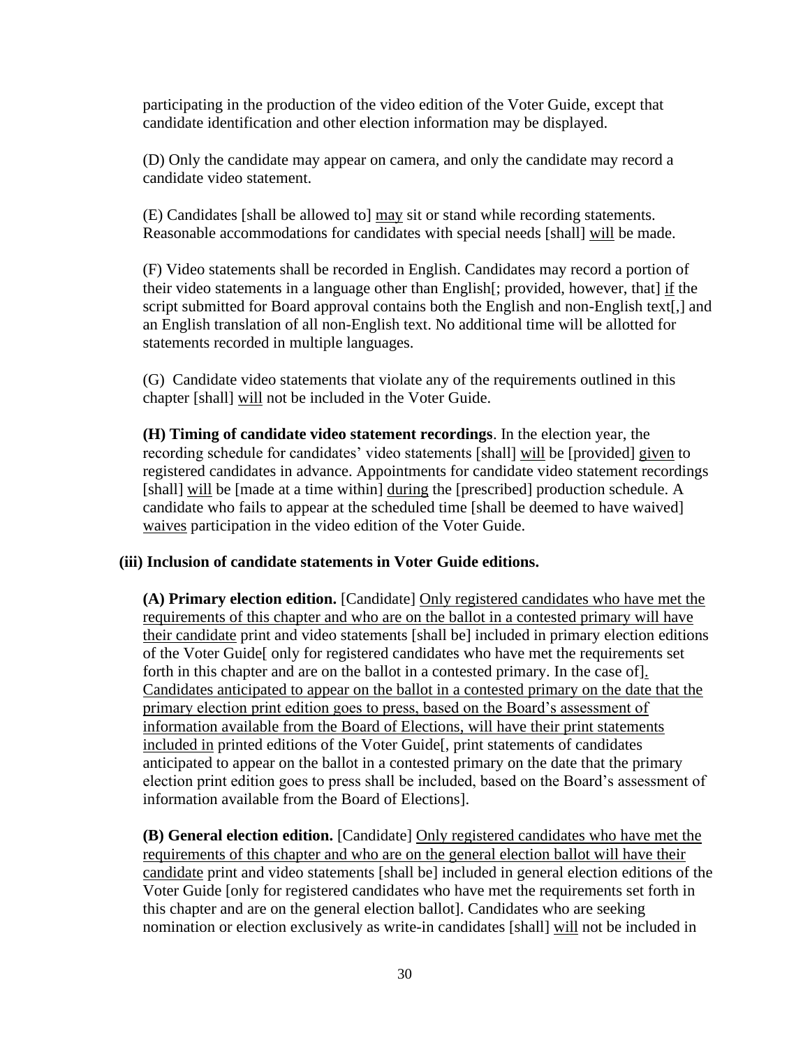participating in the production of the video edition of the Voter Guide, except that candidate identification and other election information may be displayed.

(D) Only the candidate may appear on camera, and only the candidate may record a candidate video statement.

(E) Candidates [shall be allowed to] <u>may</u> sit or stand while recording statements. Reasonable accommodations for candidates with special needs [shall] <u>will</u> be made.

(F) Video statements shall be recorded in English. Candidates may record a portion of their video statements in a language other than English[; provided, however, that] <u>if</u> the script submitted for Board approval contains both the English and non-English text[,] and an English translation of all non-English text. No additional time will be allotted for statements recorded in multiple languages.

(G) Candidate video statements that violate any of the requirements outlined in this chapter [shall] <u>will</u> not be included in the Voter Guide.

**(H) Timing of candidate video statement recordings**. In the election year, the recording schedule for candidates' video statements [shall] <u>will</u> be [provided] <u>given</u> to registered candidates in advance. Appointments for candidate video statement recordings [shall] <u>will</u> be [made at a time within] <u>during</u> the [prescribed] production schedule. A candidate who fails to appear at the scheduled time [shall be deemed to have waived] <u>waives</u> participation in the video edition of the Voter Guide.

**(iii) Inclusion of candidate statements in Voter Guide editions.**

**(A) Primary election edition.** [Candidate] <u>Only registered candidates who have met the requirements of this chapter and who are on the ballot in a contested primary will have their candidate</u> print and video statements [shall be] included in primary election editions of the Voter Guide[ only for registered candidates who have met the requirements set forth in this chapter and are on the ballot in a contested primary. In the case of]<u>. Candidates anticipated to appear on the ballot in a contested primary on the date that the primary election print edition goes to press, based on the Board's assessment of information available from the Board of Elections, will have their print statements included in</u> printed editions of the Voter Guide[, print statements of candidates anticipated to appear on the ballot in a contested primary on the date that the primary election print edition goes to press shall be included, based on the Board's assessment of information available from the Board of Elections].

**(B) General election edition.** [Candidate] <u>Only registered candidates who have met the requirements of this chapter and who are on the general election ballot will have their candidate</u> print and video statements [shall be] included in general election editions of the Voter Guide [only for registered candidates who have met the requirements set forth in this chapter and are on the general election ballot]. Candidates who are seeking nomination or election exclusively as write-in candidates [shall] <u>will</u> not be included in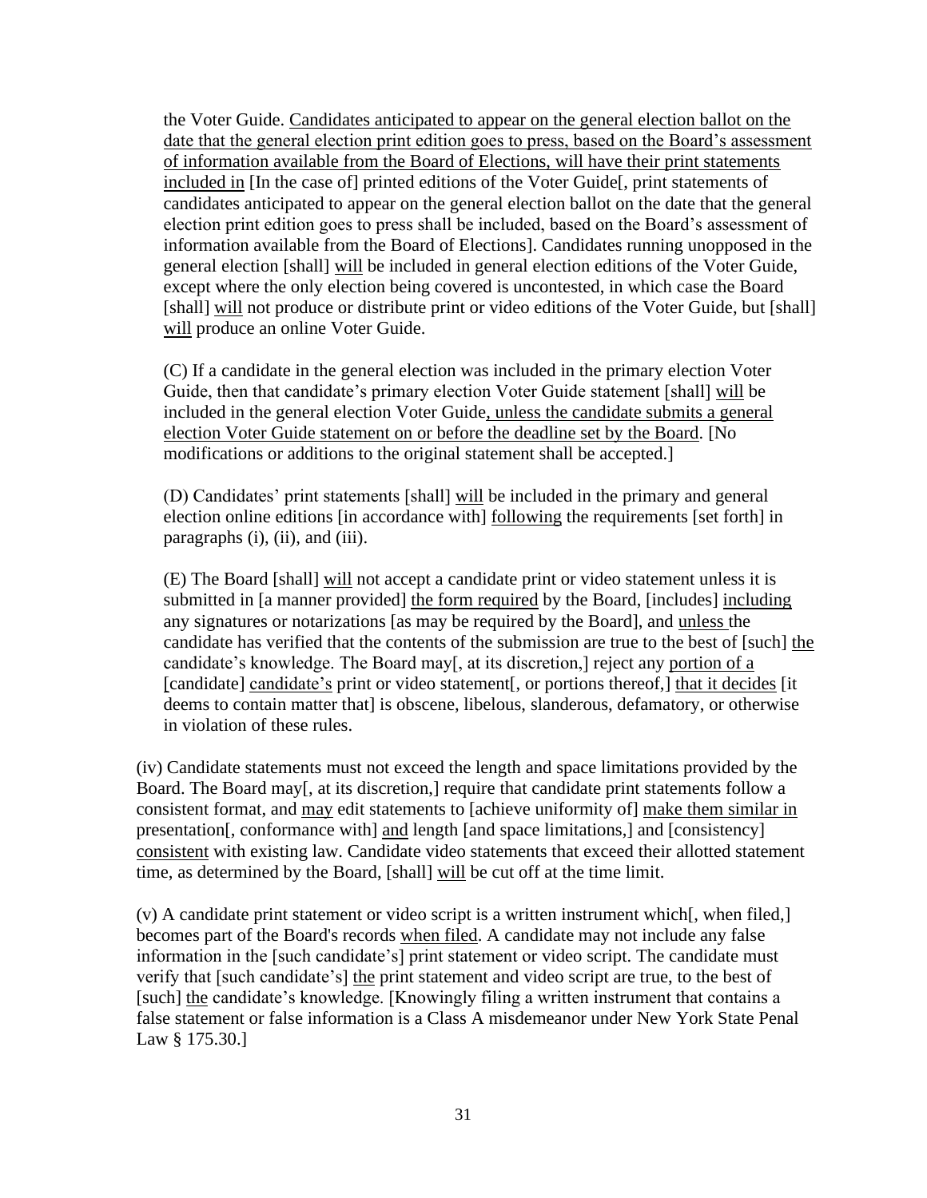the Voter Guide. Candidates anticipated to appear on the general election ballot on the date that the general election print edition goes to press, based on the Board's assessment of information available from the Board of Elections, will have their print statements included in [In the case of] printed editions of the Voter Guide[, print statements of candidates anticipated to appear on the general election ballot on the date that the general election print edition goes to press shall be included, based on the Board's assessment of information available from the Board of Elections]. Candidates running unopposed in the general election [shall] will be included in general election editions of the Voter Guide, except where the only election being covered is uncontested, in which case the Board [shall] will not produce or distribute print or video editions of the Voter Guide, but [shall] will produce an online Voter Guide.

(C) If a candidate in the general election was included in the primary election Voter Guide, then that candidate's primary election Voter Guide statement [shall] will be included in the general election Voter Guide, unless the candidate submits a general election Voter Guide statement on or before the deadline set by the Board. [No modifications or additions to the original statement shall be accepted.]

(D) Candidates' print statements [shall] will be included in the primary and general election online editions [in accordance with] following the requirements [set forth] in paragraphs (i), (ii), and (iii).

(E) The Board [shall] will not accept a candidate print or video statement unless it is submitted in [a manner provided] the form required by the Board, [includes] including any signatures or notarizations [as may be required by the Board], and unless the candidate has verified that the contents of the submission are true to the best of [such] the candidate's knowledge. The Board may[, at its discretion,] reject any portion of a [candidate] candidate's print or video statement[, or portions thereof,] that it decides [it deems to contain matter that] is obscene, libelous, slanderous, defamatory, or otherwise in violation of these rules.

(iv) Candidate statements must not exceed the length and space limitations provided by the Board. The Board may[, at its discretion,] require that candidate print statements follow a consistent format, and may edit statements to [achieve uniformity of] make them similar in presentation[, conformance with] and length [and space limitations,] and [consistency] consistent with existing law. Candidate video statements that exceed their allotted statement time, as determined by the Board, [shall] will be cut off at the time limit.

(v) A candidate print statement or video script is a written instrument which[, when filed,] becomes part of the Board's records when filed. A candidate may not include any false information in the [such candidate's] print statement or video script. The candidate must verify that [such candidate's] the print statement and video script are true, to the best of [such] the candidate's knowledge. [Knowingly filing a written instrument that contains a false statement or false information is a Class A misdemeanor under New York State Penal Law § 175.30.]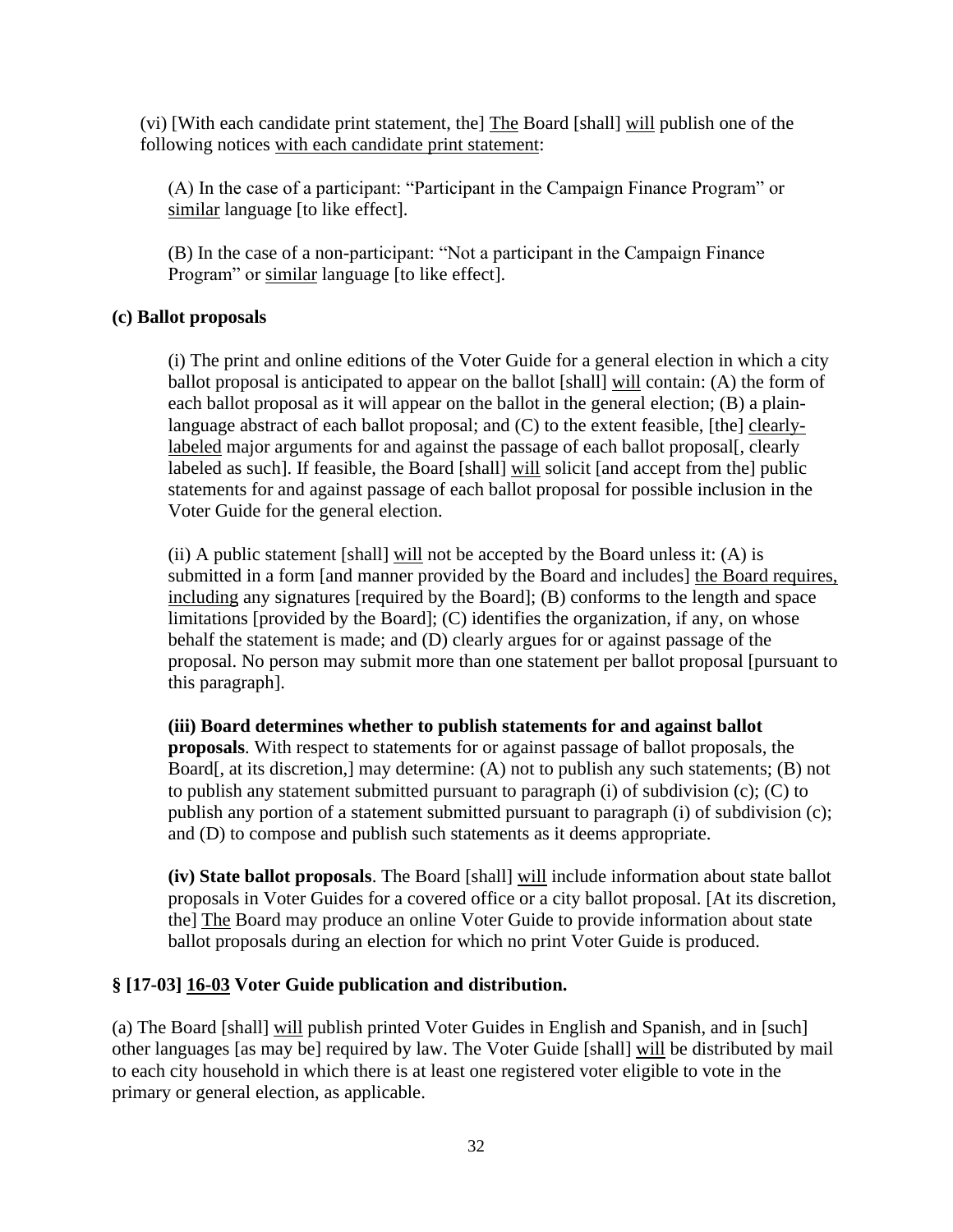(vi) [With each candidate print statement, the] The Board [shall] will publish one of the following notices with each candidate print statement:

(A) In the case of a participant: "Participant in the Campaign Finance Program" or similar language [to like effect].

(B) In the case of a non-participant: "Not a participant in the Campaign Finance Program" or similar language [to like effect].

**(c) Ballot proposals**

(i) The print and online editions of the Voter Guide for a general election in which a city ballot proposal is anticipated to appear on the ballot [shall] will contain: (A) the form of each ballot proposal as it will appear on the ballot in the general election; (B) a plain-language abstract of each ballot proposal; and (C) to the extent feasible, [the] clearly-labeled major arguments for and against the passage of each ballot proposal[, clearly labeled as such]. If feasible, the Board [shall] will solicit [and accept from the] public statements for and against passage of each ballot proposal for possible inclusion in the Voter Guide for the general election.

(ii) A public statement [shall] will not be accepted by the Board unless it: (A) is submitted in a form [and manner provided by the Board and includes] the Board requires, including any signatures [required by the Board]; (B) conforms to the length and space limitations [provided by the Board]; (C) identifies the organization, if any, on whose behalf the statement is made; and (D) clearly argues for or against passage of the proposal. No person may submit more than one statement per ballot proposal [pursuant to this paragraph].

**(iii) Board determines whether to publish statements for and against ballot proposals**. With respect to statements for or against passage of ballot proposals, the Board[, at its discretion,] may determine: (A) not to publish any such statements; (B) not to publish any statement submitted pursuant to paragraph (i) of subdivision (c); (C) to publish any portion of a statement submitted pursuant to paragraph (i) of subdivision (c); and (D) to compose and publish such statements as it deems appropriate.

**(iv) State ballot proposals**. The Board [shall] will include information about state ballot proposals in Voter Guides for a covered office or a city ballot proposal. [At its discretion, the] The Board may produce an online Voter Guide to provide information about state ballot proposals during an election for which no print Voter Guide is produced.

**§ [17-03] 16-03 Voter Guide publication and distribution.**

(a) The Board [shall] will publish printed Voter Guides in English and Spanish, and in [such] other languages [as may be] required by law. The Voter Guide [shall] will be distributed by mail to each city household in which there is at least one registered voter eligible to vote in the primary or general election, as applicable.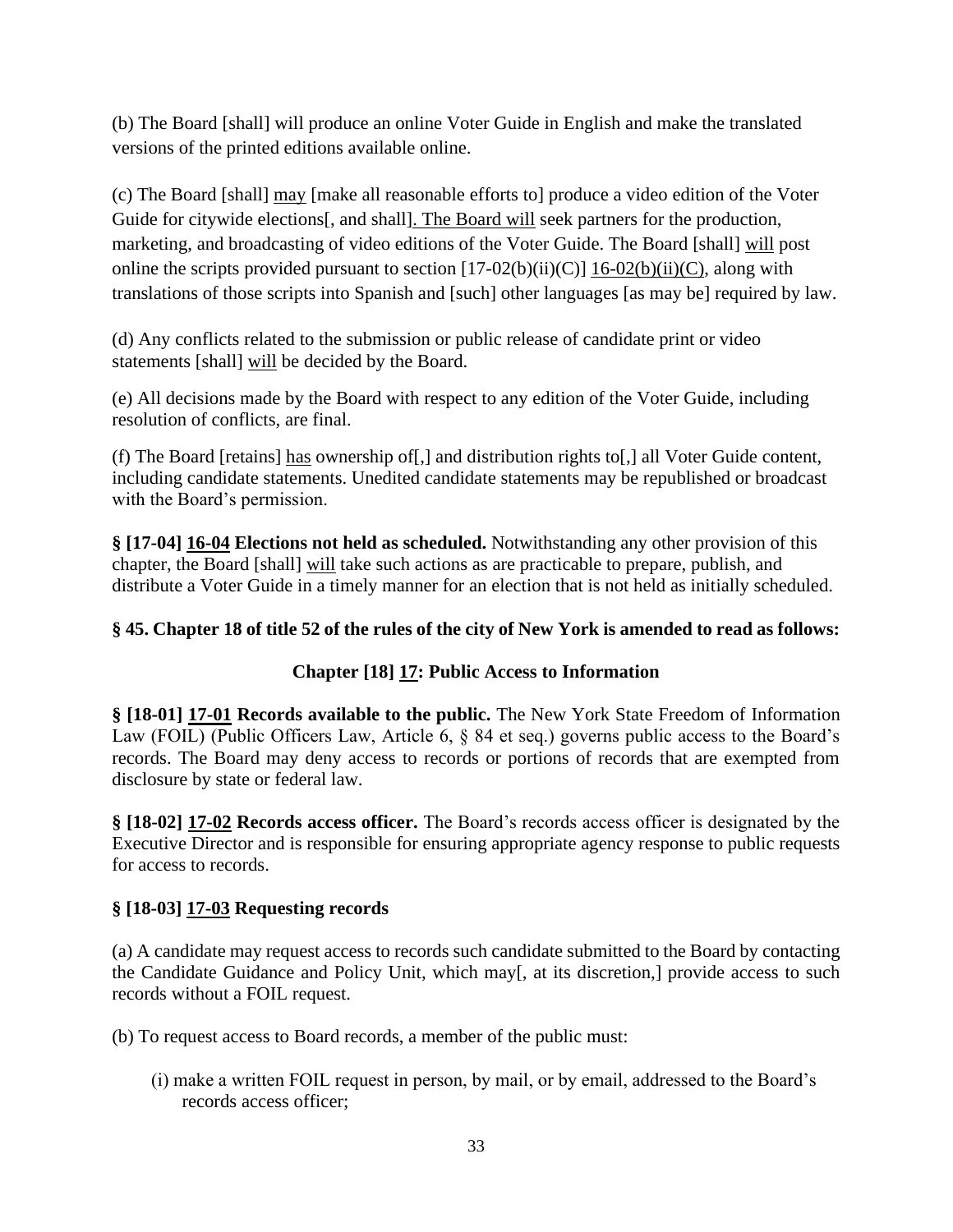(b) The Board [shall] will produce an online Voter Guide in English and make the translated versions of the printed editions available online.

(c) The Board [shall] may [make all reasonable efforts to] produce a video edition of the Voter Guide for citywide elections[, and shall]. The Board will seek partners for the production, marketing, and broadcasting of video editions of the Voter Guide. The Board [shall] will post online the scripts provided pursuant to section [17-02(b)(ii)(C)] 16-02(b)(ii)(C), along with translations of those scripts into Spanish and [such] other languages [as may be] required by law.

(d) Any conflicts related to the submission or public release of candidate print or video statements [shall] will be decided by the Board.

(e) All decisions made by the Board with respect to any edition of the Voter Guide, including resolution of conflicts, are final.

(f) The Board [retains] has ownership of[,] and distribution rights to[,] all Voter Guide content, including candidate statements. Unedited candidate statements may be republished or broadcast with the Board's permission.

**§ [17-04] 16-04 Elections not held as scheduled.** Notwithstanding any other provision of this chapter, the Board [shall] will take such actions as are practicable to prepare, publish, and distribute a Voter Guide in a timely manner for an election that is not held as initially scheduled.

**§ 45. Chapter 18 of title 52 of the rules of the city of New York is amended to read as follows:**

**Chapter [18] 17: Public Access to Information**

**§ [18-01] 17-01 Records available to the public.** The New York State Freedom of Information Law (FOIL) (Public Officers Law, Article 6, § 84 et seq.) governs public access to the Board's records. The Board may deny access to records or portions of records that are exempted from disclosure by state or federal law.

**§ [18-02] 17-02 Records access officer.** The Board's records access officer is designated by the Executive Director and is responsible for ensuring appropriate agency response to public requests for access to records.

**§ [18-03] 17-03 Requesting records**

(a) A candidate may request access to records such candidate submitted to the Board by contacting the Candidate Guidance and Policy Unit, which may[, at its discretion,] provide access to such records without a FOIL request.

(b) To request access to Board records, a member of the public must:

(i) make a written FOIL request in person, by mail, or by email, addressed to the Board's records access officer;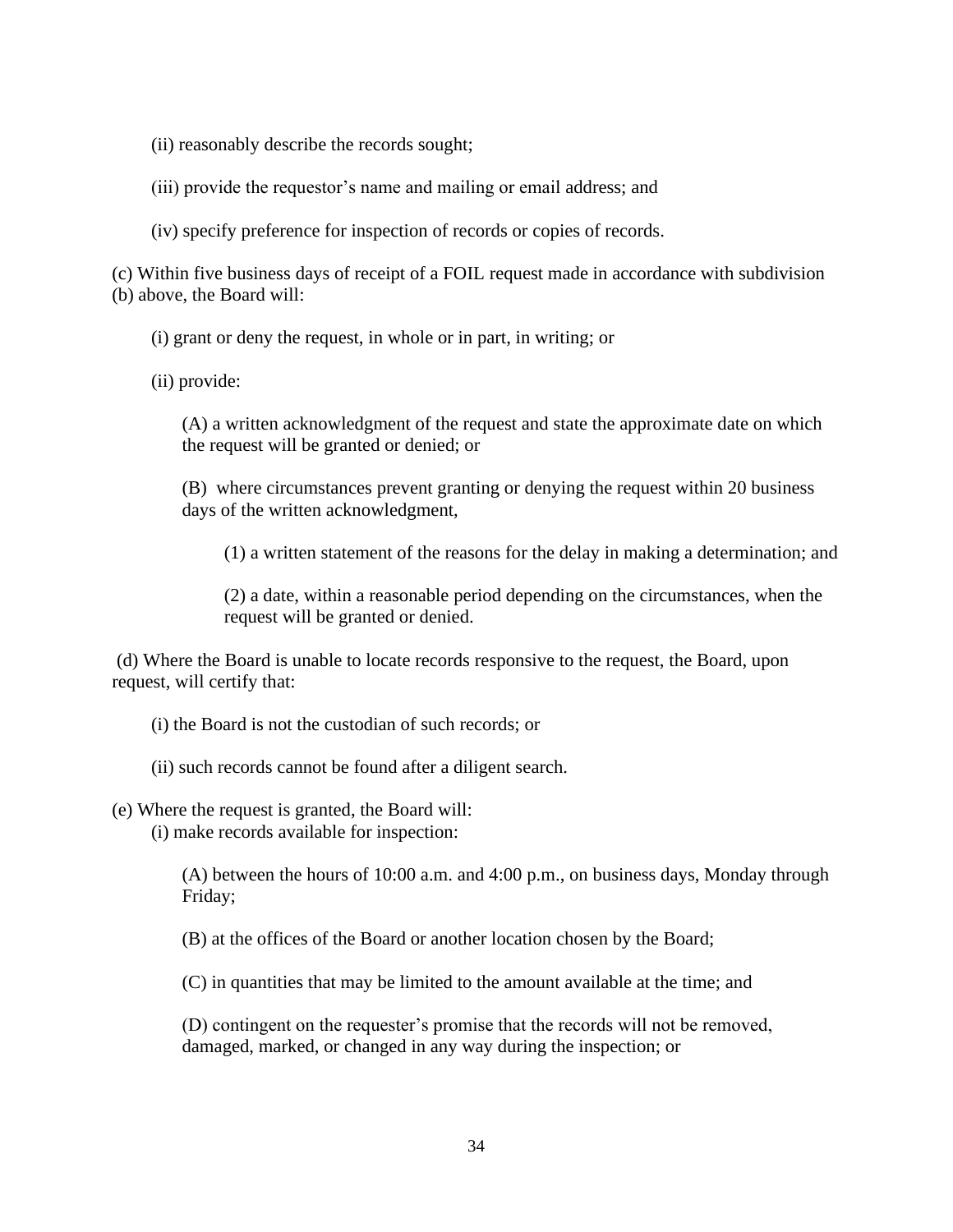(ii) reasonably describe the records sought;

(iii) provide the requestor's name and mailing or email address; and

(iv) specify preference for inspection of records or copies of records.

(c) Within five business days of receipt of a FOIL request made in accordance with subdivision (b) above, the Board will:

(i) grant or deny the request, in whole or in part, in writing; or

(ii) provide:

(A) a written acknowledgment of the request and state the approximate date on which the request will be granted or denied; or

(B) where circumstances prevent granting or denying the request within 20 business days of the written acknowledgment,

(1) a written statement of the reasons for the delay in making a determination; and

(2) a date, within a reasonable period depending on the circumstances, when the request will be granted or denied.

(d) Where the Board is unable to locate records responsive to the request, the Board, upon request, will certify that:

(i) the Board is not the custodian of such records; or

(ii) such records cannot be found after a diligent search.

(e) Where the request is granted, the Board will:

(i) make records available for inspection:

(A) between the hours of 10:00 a.m. and 4:00 p.m., on business days, Monday through Friday;

(B) at the offices of the Board or another location chosen by the Board;

(C) in quantities that may be limited to the amount available at the time; and

(D) contingent on the requester's promise that the records will not be removed, damaged, marked, or changed in any way during the inspection; or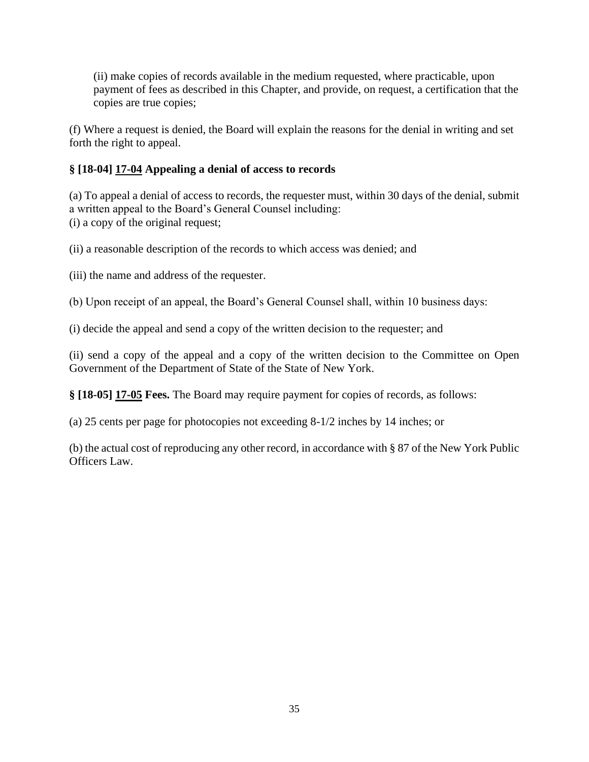(ii) make copies of records available in the medium requested, where practicable, upon payment of fees as described in this Chapter, and provide, on request, a certification that the copies are true copies;

(f) Where a request is denied, the Board will explain the reasons for the denial in writing and set forth the right to appeal.

**§ [18-04] 17-04 Appealing a denial of access to records**

(a) To appeal a denial of access to records, the requester must, within 30 days of the denial, submit a written appeal to the Board's General Counsel including:
(i) a copy of the original request;

(ii) a reasonable description of the records to which access was denied; and

(iii) the name and address of the requester.

(b) Upon receipt of an appeal, the Board's General Counsel shall, within 10 business days:

(i) decide the appeal and send a copy of the written decision to the requester; and

(ii) send a copy of the appeal and a copy of the written decision to the Committee on Open Government of the Department of State of the State of New York.

**§ [18-05] 17-05 Fees.** The Board may require payment for copies of records, as follows:

(a) 25 cents per page for photocopies not exceeding 8-1/2 inches by 14 inches; or

(b) the actual cost of reproducing any other record, in accordance with § 87 of the New York Public Officers Law.